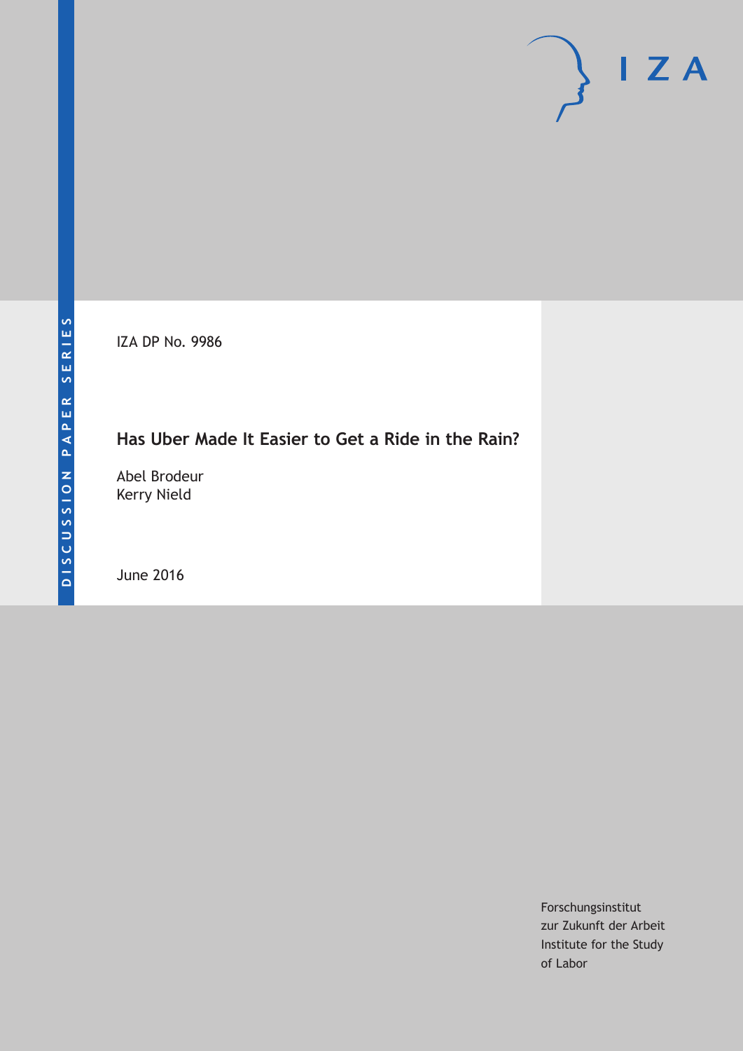DISCUSSION PAPER SERIES

IZA DP No. 9986

# Has Uber Made It Easier to Get a Ride in the Rain?

Abel Brodeur
Kerry Nield

June 2016

Forschungsinstitut
zur Zukunft der Arbeit
Institute for the Study
of Labor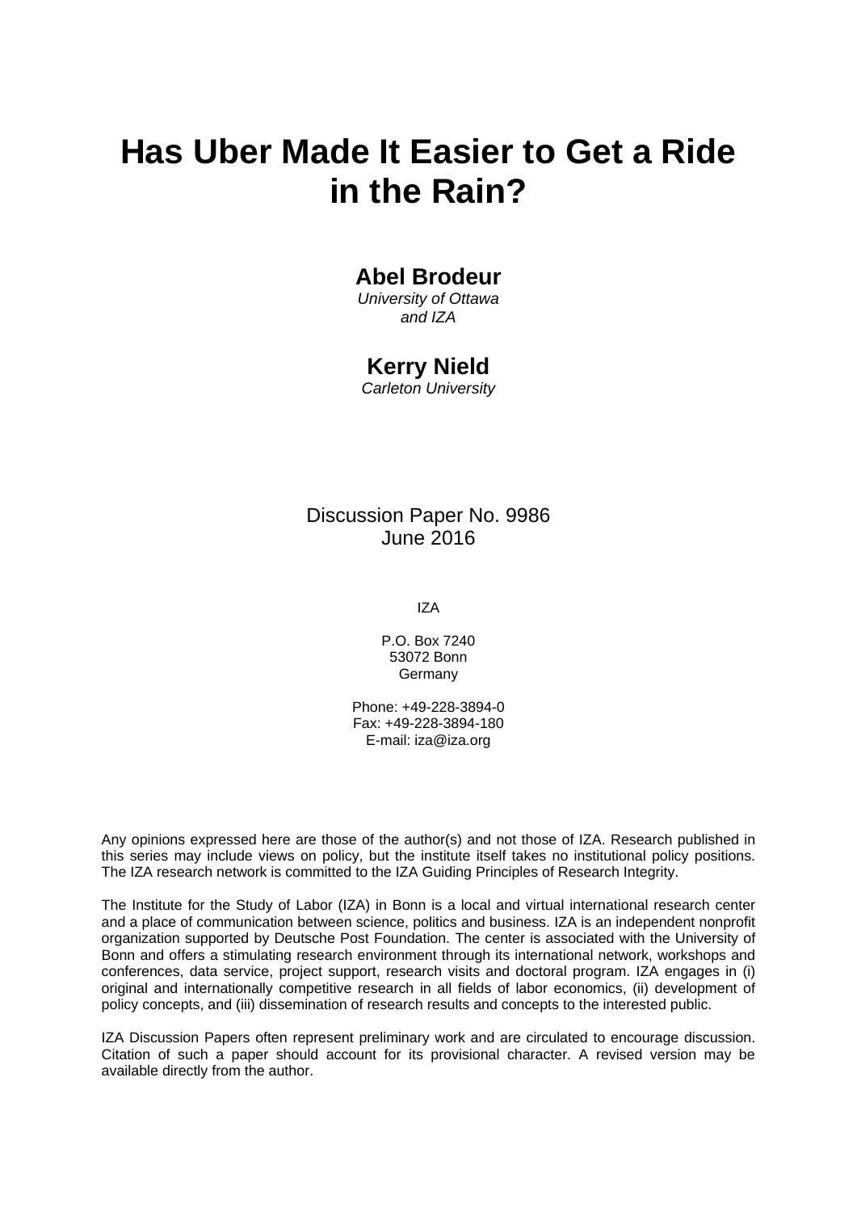# Has Uber Made It Easier to Get a Ride in the Rain?

**Abel Brodeur**
*University of Ottawa and IZA*

**Kerry Nield**
*Carleton University*

Discussion Paper No. 9986
June 2016

IZA

P.O. Box 7240
53072 Bonn
Germany

Phone: +49-228-3894-0
Fax: +49-228-3894-180
E-mail: iza@iza.org

Any opinions expressed here are those of the author(s) and not those of IZA. Research published in this series may include views on policy, but the institute itself takes no institutional policy positions. The IZA research network is committed to the IZA Guiding Principles of Research Integrity.

The Institute for the Study of Labor (IZA) in Bonn is a local and virtual international research center and a place of communication between science, politics and business. IZA is an independent nonprofit organization supported by Deutsche Post Foundation. The center is associated with the University of Bonn and offers a stimulating research environment through its international network, workshops and conferences, data service, project support, research visits and doctoral program. IZA engages in (i) original and internationally competitive research in all fields of labor economics, (ii) development of policy concepts, and (iii) dissemination of research results and concepts to the interested public.

IZA Discussion Papers often represent preliminary work and are circulated to encourage discussion. Citation of such a paper should account for its provisional character. A revised version may be available directly from the author.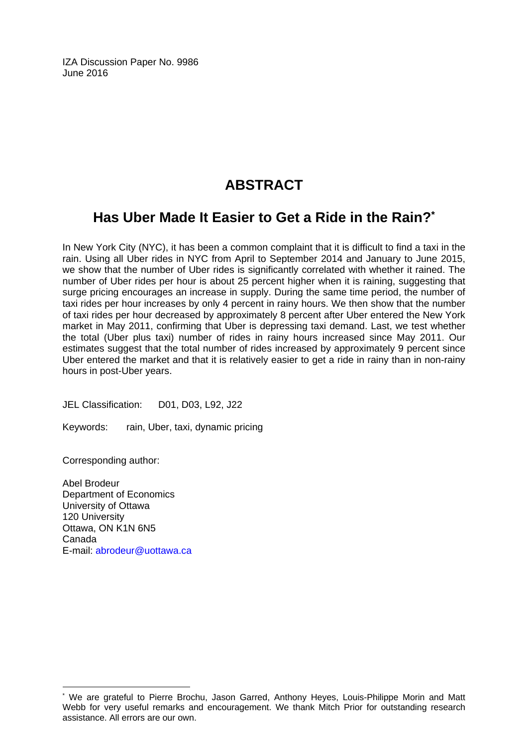IZA Discussion Paper No. 9986
June 2016

# ABSTRACT

## Has Uber Made It Easier to Get a Ride in the Rain?*

In New York City (NYC), it has been a common complaint that it is difficult to find a taxi in the rain. Using all Uber rides in NYC from April to September 2014 and January to June 2015, we show that the number of Uber rides is significantly correlated with whether it rained. The number of Uber rides per hour is about 25 percent higher when it is raining, suggesting that surge pricing encourages an increase in supply. During the same time period, the number of taxi rides per hour increases by only 4 percent in rainy hours. We then show that the number of taxi rides per hour decreased by approximately 8 percent after Uber entered the New York market in May 2011, confirming that Uber is depressing taxi demand. Last, we test whether the total (Uber plus taxi) number of rides in rainy hours increased since May 2011. Our estimates suggest that the total number of rides increased by approximately 9 percent since Uber entered the market and that it is relatively easier to get a ride in rainy than in non-rainy hours in post-Uber years.

JEL Classification: D01, D03, L92, J22

Keywords: rain, Uber, taxi, dynamic pricing

Corresponding author:

Abel Brodeur
Department of Economics
University of Ottawa
120 University
Ottawa, ON K1N 6N5
Canada
E-mail: abrodeur@uottawa.ca

* We are grateful to Pierre Brochu, Jason Garred, Anthony Heyes, Louis-Philippe Morin and Matt Webb for very useful remarks and encouragement. We thank Mitch Prior for outstanding research assistance. All errors are our own.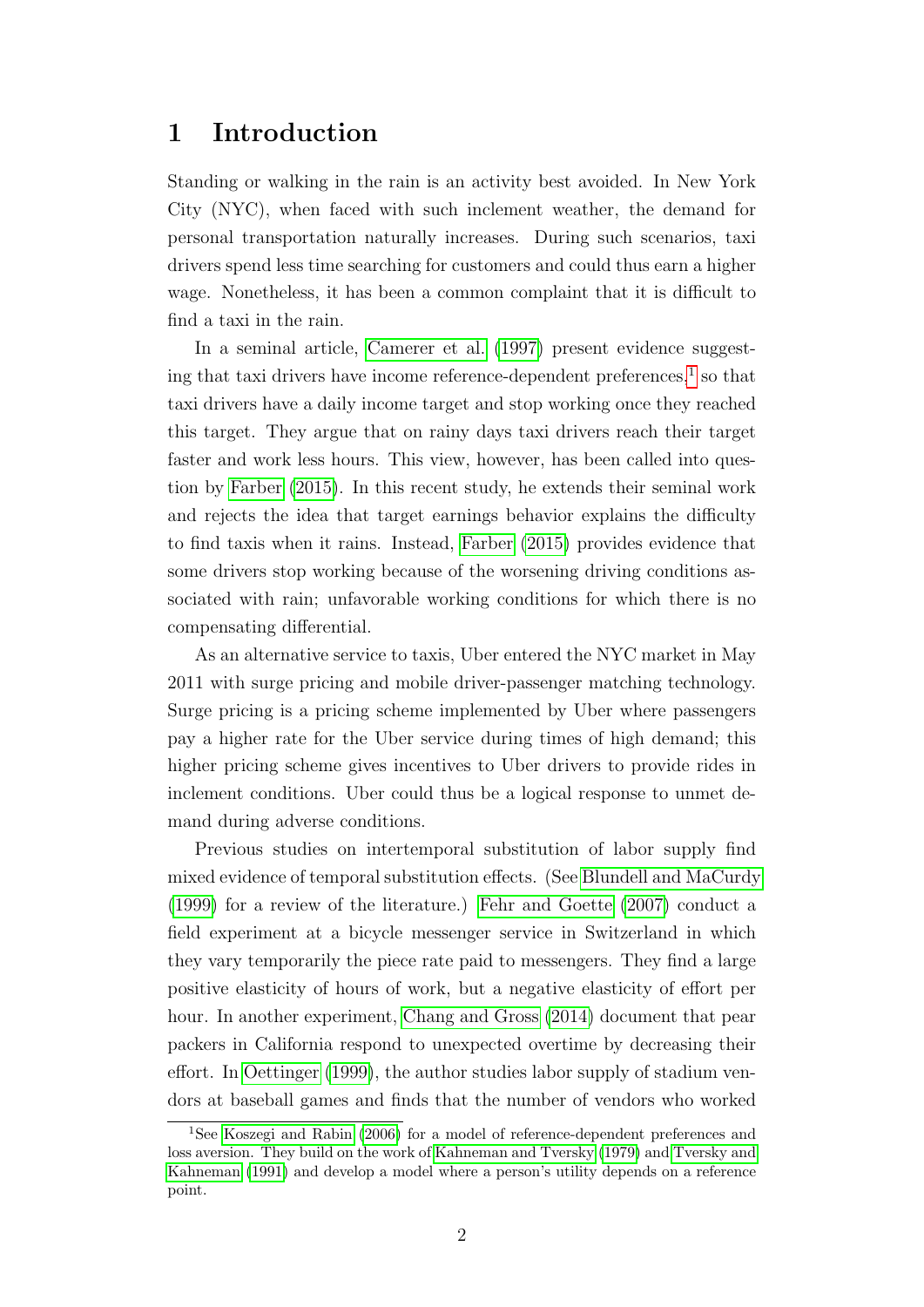# 1 Introduction

Standing or walking in the rain is an activity best avoided. In New York City (NYC), when faced with such inclement weather, the demand for personal transportation naturally increases. During such scenarios, taxi drivers spend less time searching for customers and could thus earn a higher wage. Nonetheless, it has been a common complaint that it is difficult to find a taxi in the rain.

In a seminal article, Camerer et al. (1997) present evidence suggesting that taxi drivers have income reference-dependent preferences,[1] so that taxi drivers have a daily income target and stop working once they reached this target. They argue that on rainy days taxi drivers reach their target faster and work less hours. This view, however, has been called into question by Farber (2015). In this recent study, he extends their seminal work and rejects the idea that target earnings behavior explains the difficulty to find taxis when it rains. Instead, Farber (2015) provides evidence that some drivers stop working because of the worsening driving conditions associated with rain; unfavorable working conditions for which there is no compensating differential.

As an alternative service to taxis, Uber entered the NYC market in May 2011 with surge pricing and mobile driver-passenger matching technology. Surge pricing is a pricing scheme implemented by Uber where passengers pay a higher rate for the Uber service during times of high demand; this higher pricing scheme gives incentives to Uber drivers to provide rides in inclement conditions. Uber could thus be a logical response to unmet demand during adverse conditions.

Previous studies on intertemporal substitution of labor supply find mixed evidence of temporal substitution effects. (See Blundell and MaCurdy (1999) for a review of the literature.) Fehr and Goette (2007) conduct a field experiment at a bicycle messenger service in Switzerland in which they vary temporarily the piece rate paid to messengers. They find a large positive elasticity of hours of work, but a negative elasticity of effort per hour. In another experiment, Chang and Gross (2014) document that pear packers in California respond to unexpected overtime by decreasing their effort. In Oettinger (1999), the author studies labor supply of stadium vendors at baseball games and finds that the number of vendors who worked

[1] See Koszegi and Rabin (2006) for a model of reference-dependent preferences and loss aversion. They build on the work of Kahneman and Tversky (1979) and Tversky and Kahneman (1991) and develop a model where a person's utility depends on a reference point.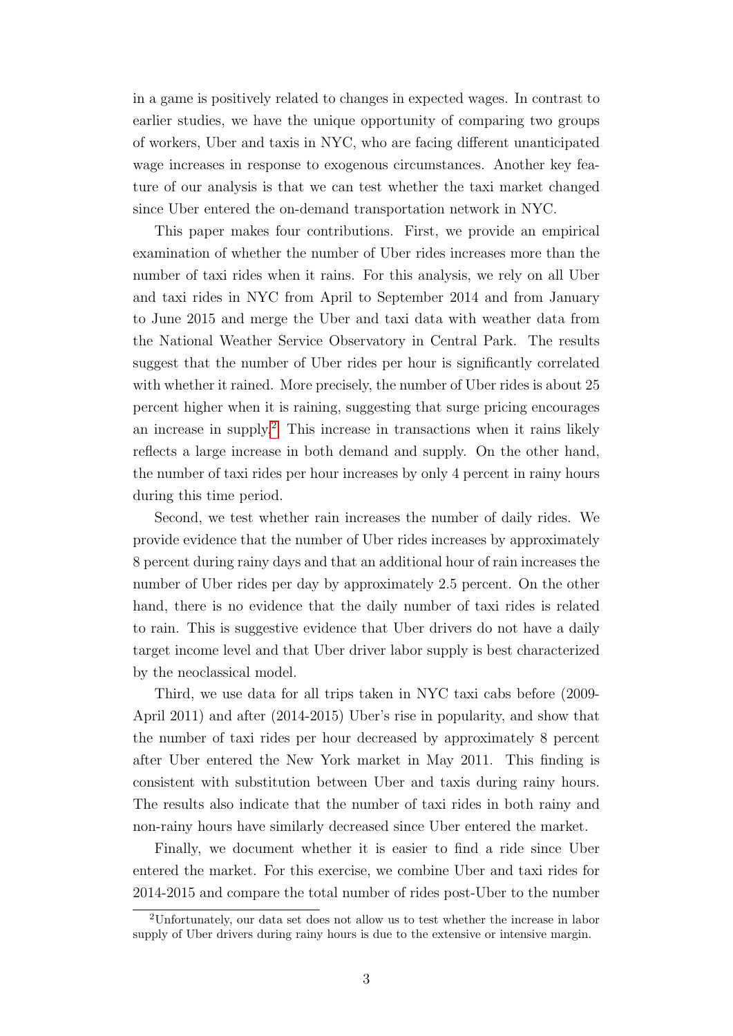in a game is positively related to changes in expected wages. In contrast to earlier studies, we have the unique opportunity of comparing two groups of workers, Uber and taxis in NYC, who are facing different unanticipated wage increases in response to exogenous circumstances. Another key feature of our analysis is that we can test whether the taxi market changed since Uber entered the on-demand transportation network in NYC.

This paper makes four contributions. First, we provide an empirical examination of whether the number of Uber rides increases more than the number of taxi rides when it rains. For this analysis, we rely on all Uber and taxi rides in NYC from April to September 2014 and from January to June 2015 and merge the Uber and taxi data with weather data from the National Weather Service Observatory in Central Park. The results suggest that the number of Uber rides per hour is significantly correlated with whether it rained. More precisely, the number of Uber rides is about 25 percent higher when it is raining, suggesting that surge pricing encourages an increase in supply.[2] This increase in transactions when it rains likely reflects a large increase in both demand and supply. On the other hand, the number of taxi rides per hour increases by only 4 percent in rainy hours during this time period.

Second, we test whether rain increases the number of daily rides. We provide evidence that the number of Uber rides increases by approximately 8 percent during rainy days and that an additional hour of rain increases the number of Uber rides per day by approximately 2.5 percent. On the other hand, there is no evidence that the daily number of taxi rides is related to rain. This is suggestive evidence that Uber drivers do not have a daily target income level and that Uber driver labor supply is best characterized by the neoclassical model.

Third, we use data for all trips taken in NYC taxi cabs before (2009-April 2011) and after (2014-2015) Uber's rise in popularity, and show that the number of taxi rides per hour decreased by approximately 8 percent after Uber entered the New York market in May 2011. This finding is consistent with substitution between Uber and taxis during rainy hours. The results also indicate that the number of taxi rides in both rainy and non-rainy hours have similarly decreased since Uber entered the market.

Finally, we document whether it is easier to find a ride since Uber entered the market. For this exercise, we combine Uber and taxi rides for 2014-2015 and compare the total number of rides post-Uber to the number

[2] Unfortunately, our data set does not allow us to test whether the increase in labor supply of Uber drivers during rainy hours is due to the extensive or intensive margin.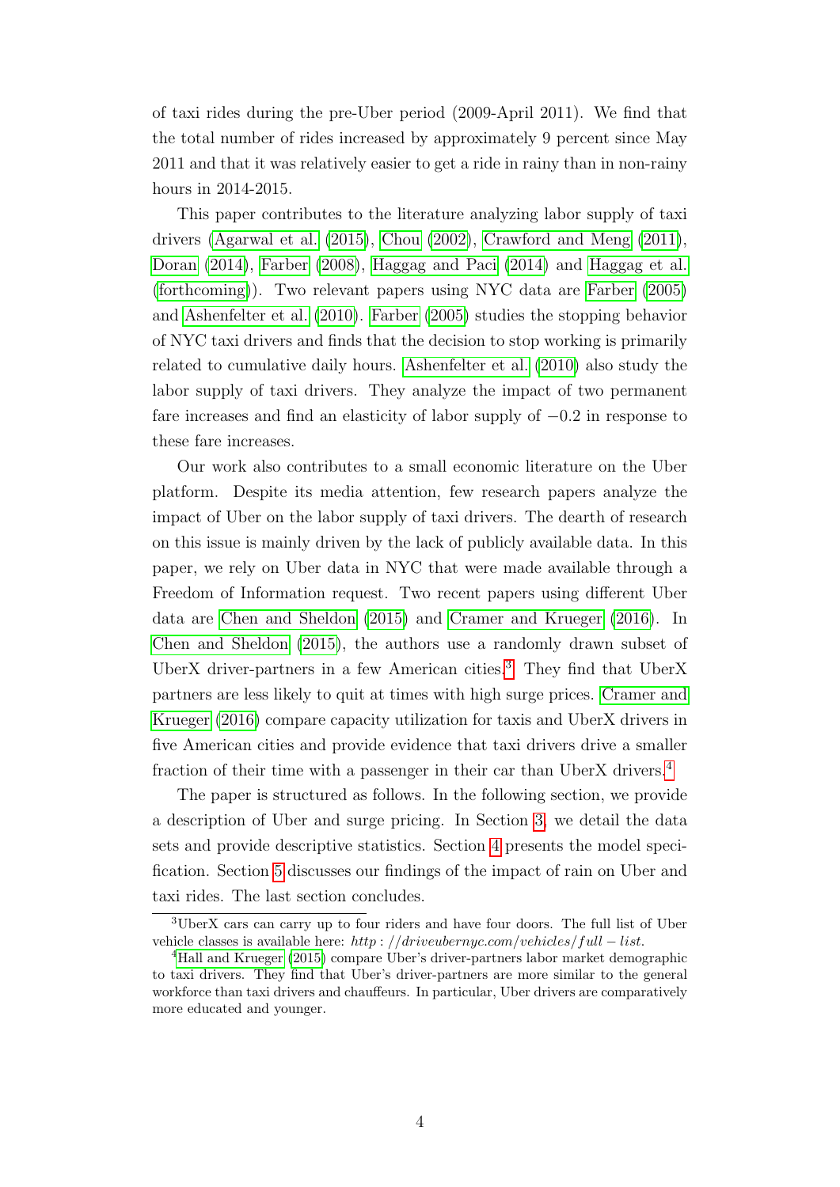of taxi rides during the pre-Uber period (2009-April 2011). We find that the total number of rides increased by approximately 9 percent since May 2011 and that it was relatively easier to get a ride in rainy than in non-rainy hours in 2014-2015.

This paper contributes to the literature analyzing labor supply of taxi drivers (Agarwal et al. (2015), Chou (2002), Crawford and Meng (2011), Doran (2014), Farber (2008), Haggag and Paci (2014) and Haggag et al. (forthcoming)). Two relevant papers using NYC data are Farber (2005) and Ashenfelter et al. (2010). Farber (2005) studies the stopping behavior of NYC taxi drivers and finds that the decision to stop working is primarily related to cumulative daily hours. Ashenfelter et al. (2010) also study the labor supply of taxi drivers. They analyze the impact of two permanent fare increases and find an elasticity of labor supply of $-0.2$ in response to these fare increases.

Our work also contributes to a small economic literature on the Uber platform. Despite its media attention, few research papers analyze the impact of Uber on the labor supply of taxi drivers. The dearth of research on this issue is mainly driven by the lack of publicly available data. In this paper, we rely on Uber data in NYC that were made available through a Freedom of Information request. Two recent papers using different Uber data are Chen and Sheldon (2015) and Cramer and Krueger (2016). In Chen and Sheldon (2015), the authors use a randomly drawn subset of UberX driver-partners in a few American cities.[3] They find that UberX partners are less likely to quit at times with high surge prices. Cramer and Krueger (2016) compare capacity utilization for taxis and UberX drivers in five American cities and provide evidence that taxi drivers drive a smaller fraction of their time with a passenger in their car than UberX drivers.[4]

The paper is structured as follows. In the following section, we provide a description of Uber and surge pricing. In Section 3, we detail the data sets and provide descriptive statistics. Section 4 presents the model specification. Section 5 discusses our findings of the impact of rain on Uber and taxi rides. The last section concludes.

[3] UberX cars can carry up to four riders and have four doors. The full list of Uber vehicle classes is available here: *http://driveubernyc.com/vehicles/full-list*.

[4] Hall and Krueger (2015) compare Uber's driver-partners labor market demographic to taxi drivers. They find that Uber's driver-partners are more similar to the general workforce than taxi drivers and chauffeurs. In particular, Uber drivers are comparatively more educated and younger.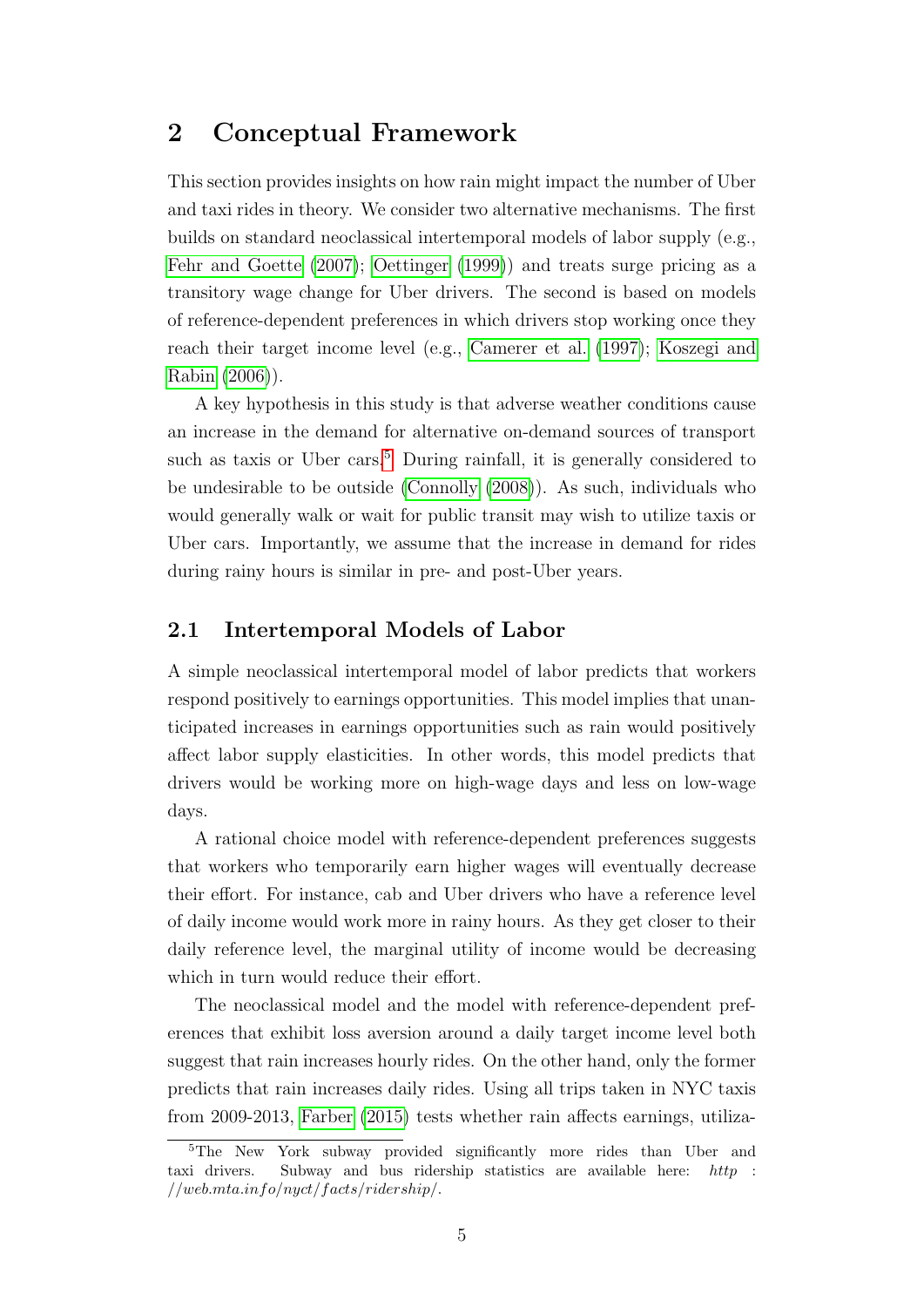## 2 Conceptual Framework

This section provides insights on how rain might impact the number of Uber and taxi rides in theory. We consider two alternative mechanisms. The first builds on standard neoclassical intertemporal models of labor supply (e.g., Fehr and Goette (2007); Oettinger (1999)) and treats surge pricing as a transitory wage change for Uber drivers. The second is based on models of reference-dependent preferences in which drivers stop working once they reach their target income level (e.g., Camerer et al. (1997); Koszegi and Rabin (2006)).

A key hypothesis in this study is that adverse weather conditions cause an increase in the demand for alternative on-demand sources of transport such as taxis or Uber cars.[5] During rainfall, it is generally considered to be undesirable to be outside (Connolly (2008)). As such, individuals who would generally walk or wait for public transit may wish to utilize taxis or Uber cars. Importantly, we assume that the increase in demand for rides during rainy hours is similar in pre- and post-Uber years.

### 2.1 Intertemporal Models of Labor

A simple neoclassical intertemporal model of labor predicts that workers respond positively to earnings opportunities. This model implies that unanticipated increases in earnings opportunities such as rain would positively affect labor supply elasticities. In other words, this model predicts that drivers would be working more on high-wage days and less on low-wage days.

A rational choice model with reference-dependent preferences suggests that workers who temporarily earn higher wages will eventually decrease their effort. For instance, cab and Uber drivers who have a reference level of daily income would work more in rainy hours. As they get closer to their daily reference level, the marginal utility of income would be decreasing which in turn would reduce their effort.

The neoclassical model and the model with reference-dependent preferences that exhibit loss aversion around a daily target income level both suggest that rain increases hourly rides. On the other hand, only the former predicts that rain increases daily rides. Using all trips taken in NYC taxis from 2009-2013, Farber (2015) tests whether rain affects earnings, utiliza-

[5] The New York subway provided significantly more rides than Uber and taxi drivers. Subway and bus ridership statistics are available here: *http://web.mta.info/nyct/facts/ridership/*.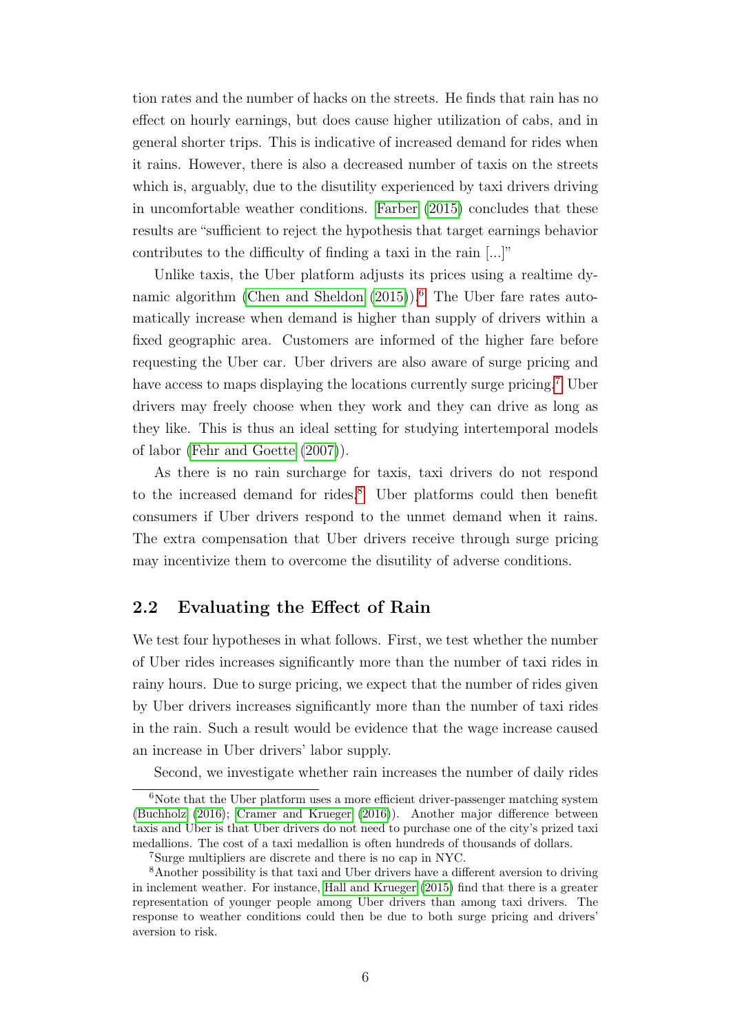tion rates and the number of hacks on the streets. He finds that rain has no effect on hourly earnings, but does cause higher utilization of cabs, and in general shorter trips. This is indicative of increased demand for rides when it rains. However, there is also a decreased number of taxis on the streets which is, arguably, due to the disutility experienced by taxi drivers driving in uncomfortable weather conditions. Farber (2015) concludes that these results are "sufficient to reject the hypothesis that target earnings behavior contributes to the difficulty of finding a taxi in the rain [...]"

Unlike taxis, the Uber platform adjusts its prices using a realtime dynamic algorithm (Chen and Sheldon (2015)).[6] The Uber fare rates automatically increase when demand is higher than supply of drivers within a fixed geographic area. Customers are informed of the higher fare before requesting the Uber car. Uber drivers are also aware of surge pricing and have access to maps displaying the locations currently surge pricing.[7] Uber drivers may freely choose when they work and they can drive as long as they like. This is thus an ideal setting for studying intertemporal models of labor (Fehr and Goette (2007)).

As there is no rain surcharge for taxis, taxi drivers do not respond to the increased demand for rides.[8] Uber platforms could then benefit consumers if Uber drivers respond to the unmet demand when it rains. The extra compensation that Uber drivers receive through surge pricing may incentivize them to overcome the disutility of adverse conditions.

## 2.2 Evaluating the Effect of Rain

We test four hypotheses in what follows. First, we test whether the number of Uber rides increases significantly more than the number of taxi rides in rainy hours. Due to surge pricing, we expect that the number of rides given by Uber drivers increases significantly more than the number of taxi rides in the rain. Such a result would be evidence that the wage increase caused an increase in Uber drivers' labor supply.

Second, we investigate whether rain increases the number of daily rides

[6] Note that the Uber platform uses a more efficient driver-passenger matching system (Buchholz (2016); Cramer and Krueger (2016)). Another major difference between taxis and Uber is that Uber drivers do not need to purchase one of the city's prized taxi medallions. The cost of a taxi medallion is often hundreds of thousands of dollars.

[7] Surge multipliers are discrete and there is no cap in NYC.

[8] Another possibility is that taxi and Uber drivers have a different aversion to driving in inclement weather. For instance, Hall and Krueger (2015) find that there is a greater representation of younger people among Uber drivers than among taxi drivers. The response to weather conditions could then be due to both surge pricing and drivers' aversion to risk.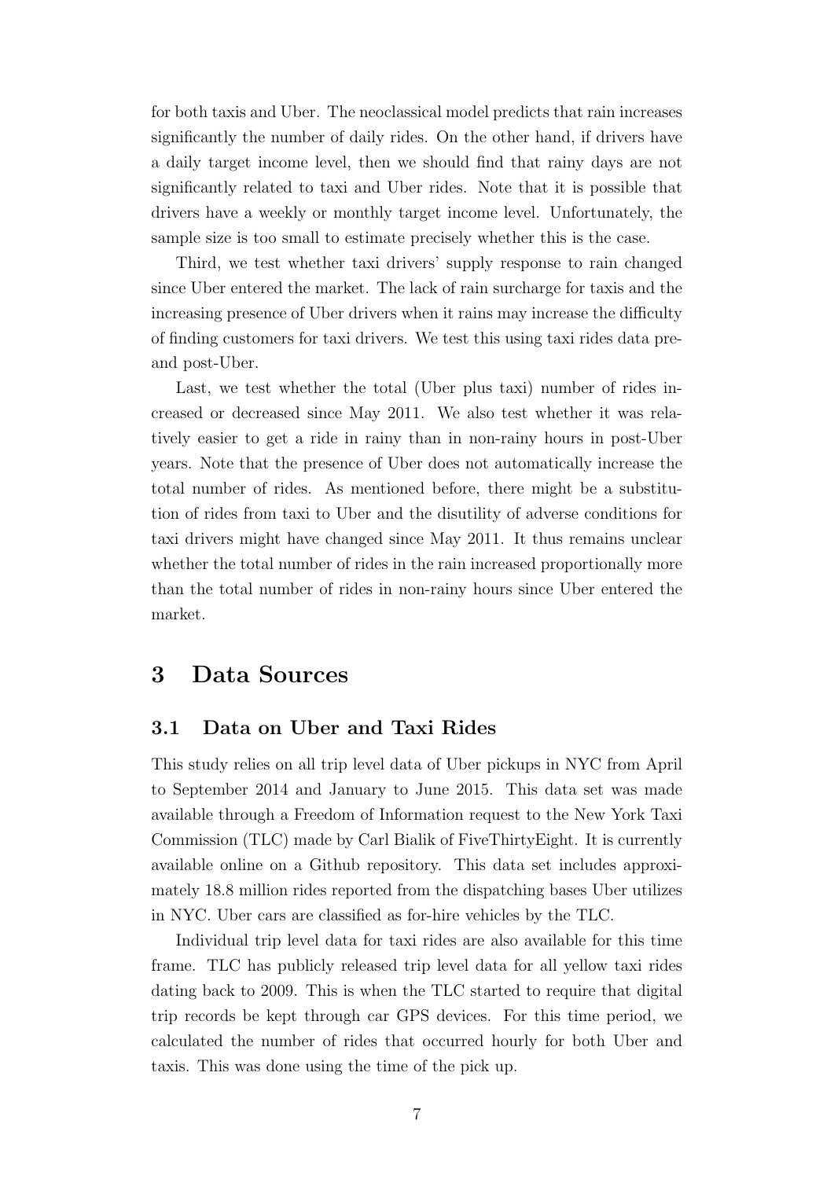for both taxis and Uber. The neoclassical model predicts that rain increases significantly the number of daily rides. On the other hand, if drivers have a daily target income level, then we should find that rainy days are not significantly related to taxi and Uber rides. Note that it is possible that drivers have a weekly or monthly target income level. Unfortunately, the sample size is too small to estimate precisely whether this is the case.

Third, we test whether taxi drivers' supply response to rain changed since Uber entered the market. The lack of rain surcharge for taxis and the increasing presence of Uber drivers when it rains may increase the difficulty of finding customers for taxi drivers. We test this using taxi rides data pre- and post-Uber.

Last, we test whether the total (Uber plus taxi) number of rides increased or decreased since May 2011. We also test whether it was relatively easier to get a ride in rainy than in non-rainy hours in post-Uber years. Note that the presence of Uber does not automatically increase the total number of rides. As mentioned before, there might be a substitution of rides from taxi to Uber and the disutility of adverse conditions for taxi drivers might have changed since May 2011. It thus remains unclear whether the total number of rides in the rain increased proportionally more than the total number of rides in non-rainy hours since Uber entered the market.

# 3 Data Sources

## 3.1 Data on Uber and Taxi Rides

This study relies on all trip level data of Uber pickups in NYC from April to September 2014 and January to June 2015. This data set was made available through a Freedom of Information request to the New York Taxi Commission (TLC) made by Carl Bialik of FiveThirtyEight. It is currently available online on a Github repository. This data set includes approximately 18.8 million rides reported from the dispatching bases Uber utilizes in NYC. Uber cars are classified as for-hire vehicles by the TLC.

Individual trip level data for taxi rides are also available for this time frame. TLC has publicly released trip level data for all yellow taxi rides dating back to 2009. This is when the TLC started to require that digital trip records be kept through car GPS devices. For this time period, we calculated the number of rides that occurred hourly for both Uber and taxis. This was done using the time of the pick up.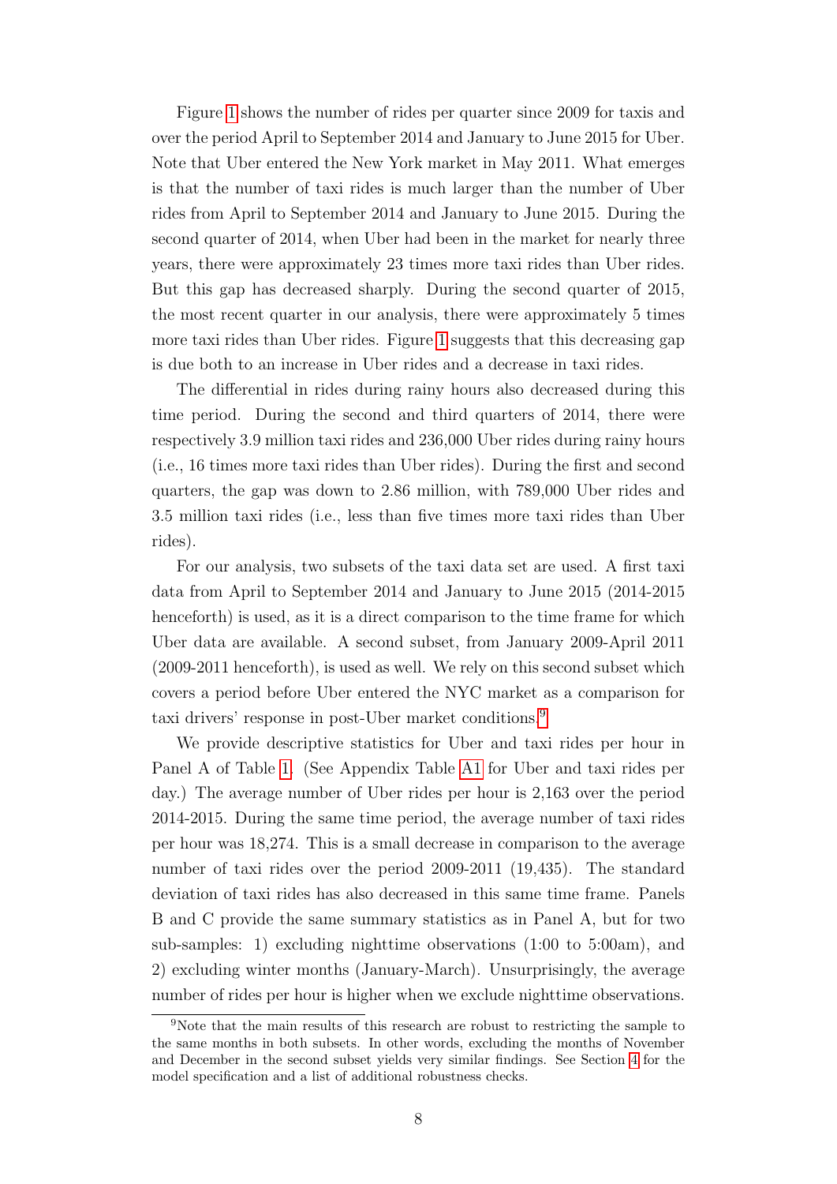Figure 1 shows the number of rides per quarter since 2009 for taxis and over the period April to September 2014 and January to June 2015 for Uber. Note that Uber entered the New York market in May 2011. What emerges is that the number of taxi rides is much larger than the number of Uber rides from April to September 2014 and January to June 2015. During the second quarter of 2014, when Uber had been in the market for nearly three years, there were approximately 23 times more taxi rides than Uber rides. But this gap has decreased sharply. During the second quarter of 2015, the most recent quarter in our analysis, there were approximately 5 times more taxi rides than Uber rides. Figure 1 suggests that this decreasing gap is due both to an increase in Uber rides and a decrease in taxi rides.

The differential in rides during rainy hours also decreased during this time period. During the second and third quarters of 2014, there were respectively 3.9 million taxi rides and 236,000 Uber rides during rainy hours (i.e., 16 times more taxi rides than Uber rides). During the first and second quarters, the gap was down to 2.86 million, with 789,000 Uber rides and 3.5 million taxi rides (i.e., less than five times more taxi rides than Uber rides).

For our analysis, two subsets of the taxi data set are used. A first taxi data from April to September 2014 and January to June 2015 (2014-2015 henceforth) is used, as it is a direct comparison to the time frame for which Uber data are available. A second subset, from January 2009-April 2011 (2009-2011 henceforth), is used as well. We rely on this second subset which covers a period before Uber entered the NYC market as a comparison for taxi drivers' response in post-Uber market conditions.[9]

We provide descriptive statistics for Uber and taxi rides per hour in Panel A of Table 1. (See Appendix Table A1 for Uber and taxi rides per day.) The average number of Uber rides per hour is 2,163 over the period 2014-2015. During the same time period, the average number of taxi rides per hour was 18,274. This is a small decrease in comparison to the average number of taxi rides over the period 2009-2011 (19,435). The standard deviation of taxi rides has also decreased in this same time frame. Panels B and C provide the same summary statistics as in Panel A, but for two sub-samples: 1) excluding nighttime observations (1:00 to 5:00am), and 2) excluding winter months (January-March). Unsurprisingly, the average number of rides per hour is higher when we exclude nighttime observations.

[9] Note that the main results of this research are robust to restricting the sample to the same months in both subsets. In other words, excluding the months of November and December in the second subset yields very similar findings. See Section 4 for the model specification and a list of additional robustness checks.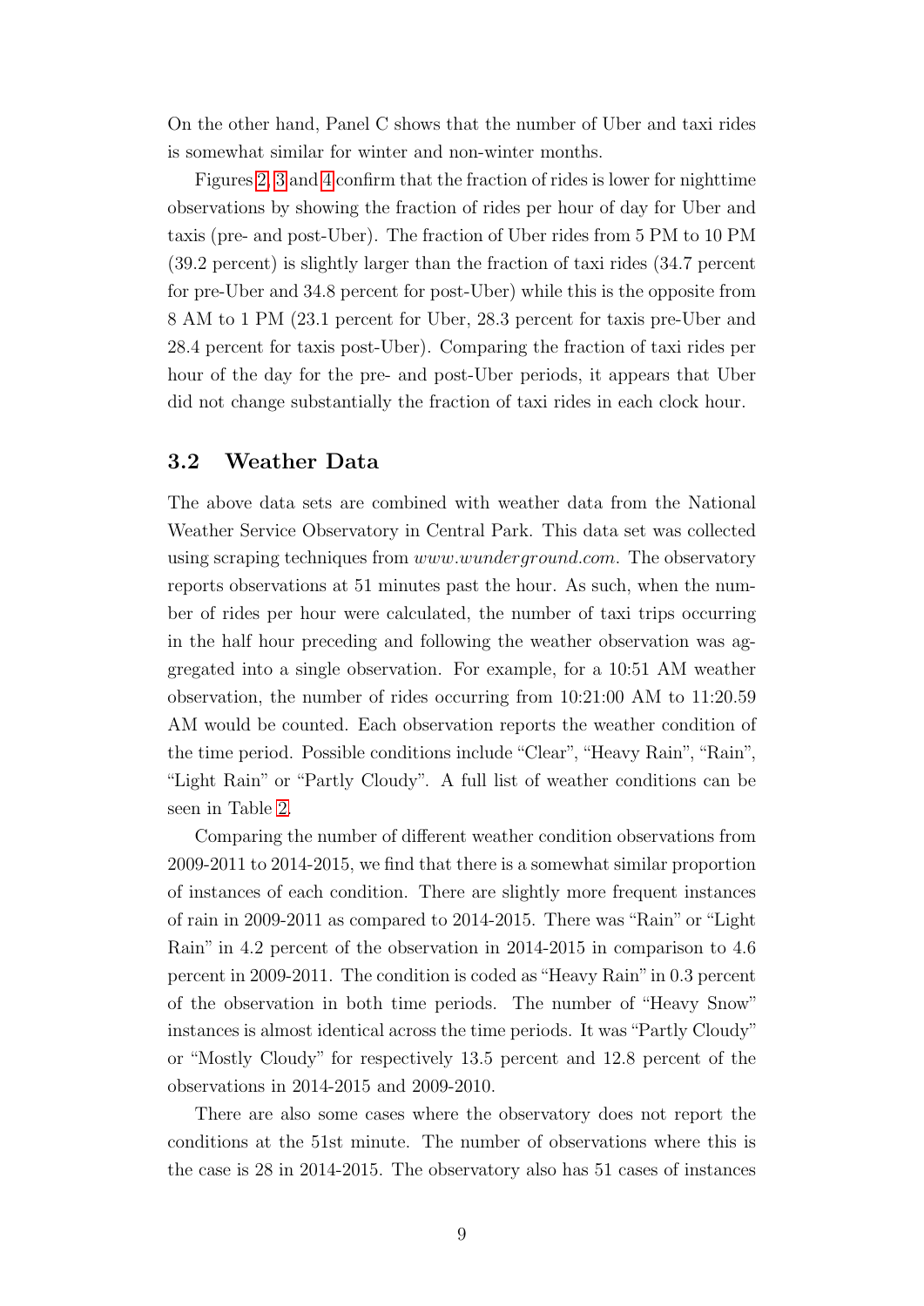On the other hand, Panel C shows that the number of Uber and taxi rides is somewhat similar for winter and non-winter months.

Figures 2, 3 and 4 confirm that the fraction of rides is lower for nighttime observations by showing the fraction of rides per hour of day for Uber and taxis (pre- and post-Uber). The fraction of Uber rides from 5 PM to 10 PM (39.2 percent) is slightly larger than the fraction of taxi rides (34.7 percent for pre-Uber and 34.8 percent for post-Uber) while this is the opposite from 8 AM to 1 PM (23.1 percent for Uber, 28.3 percent for taxis pre-Uber and 28.4 percent for taxis post-Uber). Comparing the fraction of taxi rides per hour of the day for the pre- and post-Uber periods, it appears that Uber did not change substantially the fraction of taxi rides in each clock hour.

## 3.2 Weather Data

The above data sets are combined with weather data from the National Weather Service Observatory in Central Park. This data set was collected using scraping techniques from *www.wunderground.com*. The observatory reports observations at 51 minutes past the hour. As such, when the number of rides per hour were calculated, the number of taxi trips occurring in the half hour preceding and following the weather observation was aggregated into a single observation. For example, for a 10:51 AM weather observation, the number of rides occurring from 10:21:00 AM to 11:20.59 AM would be counted. Each observation reports the weather condition of the time period. Possible conditions include "Clear", "Heavy Rain", "Rain", "Light Rain" or "Partly Cloudy". A full list of weather conditions can be seen in Table 2.

Comparing the number of different weather condition observations from 2009-2011 to 2014-2015, we find that there is a somewhat similar proportion of instances of each condition. There are slightly more frequent instances of rain in 2009-2011 as compared to 2014-2015. There was "Rain" or "Light Rain" in 4.2 percent of the observation in 2014-2015 in comparison to 4.6 percent in 2009-2011. The condition is coded as "Heavy Rain" in 0.3 percent of the observation in both time periods. The number of "Heavy Snow" instances is almost identical across the time periods. It was "Partly Cloudy" or "Mostly Cloudy" for respectively 13.5 percent and 12.8 percent of the observations in 2014-2015 and 2009-2010.

There are also some cases where the observatory does not report the conditions at the 51st minute. The number of observations where this is the case is 28 in 2014-2015. The observatory also has 51 cases of instances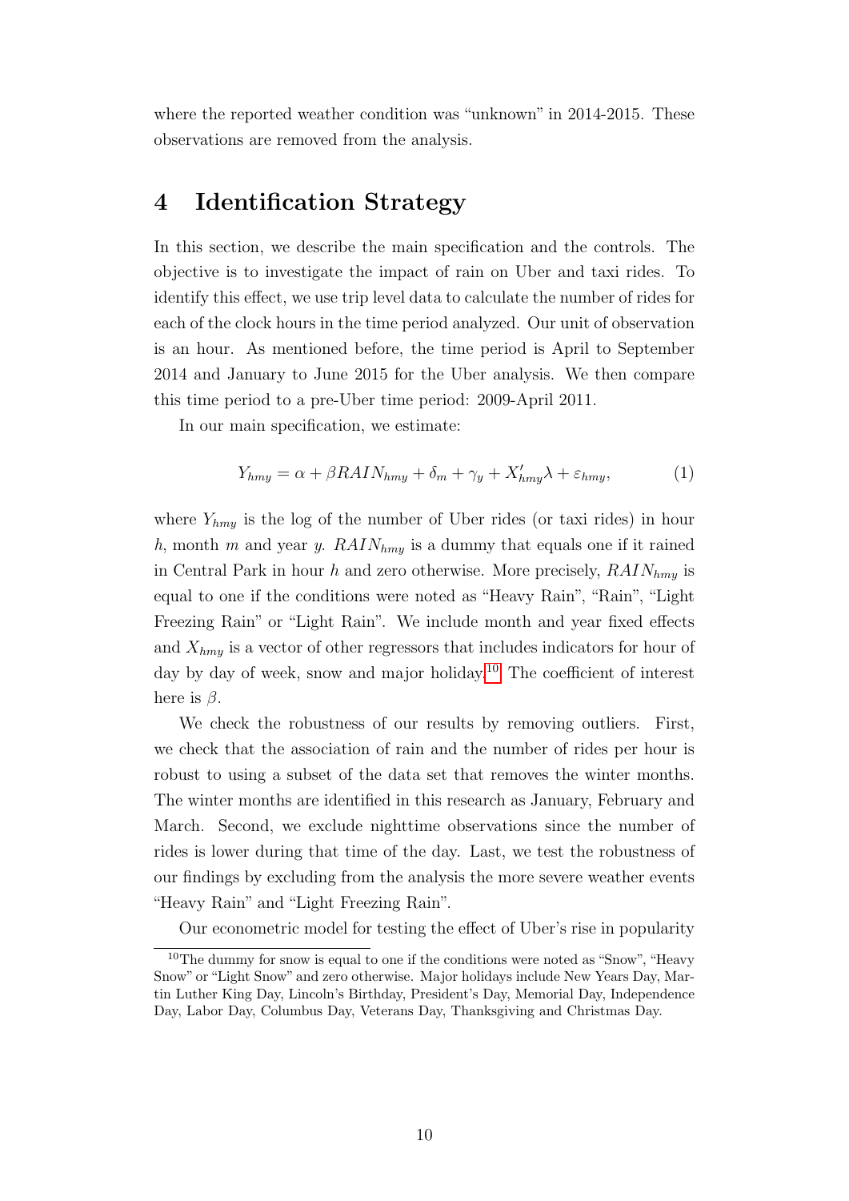where the reported weather condition was "unknown" in 2014-2015. These observations are removed from the analysis.

# 4 Identification Strategy

In this section, we describe the main specification and the controls. The objective is to investigate the impact of rain on Uber and taxi rides. To identify this effect, we use trip level data to calculate the number of rides for each of the clock hours in the time period analyzed. Our unit of observation is an hour. As mentioned before, the time period is April to September 2014 and January to June 2015 for the Uber analysis. We then compare this time period to a pre-Uber time period: 2009-April 2011.

In our main specification, we estimate:

$$Y_{hmy} = \alpha + \beta RAIN_{hmy} + \delta_m + \gamma_y + X'_{hmy}\lambda + \varepsilon_{hmy}, \tag{1}$$

where $Y_{hmy}$ is the log of the number of Uber rides (or taxi rides) in hour $h$, month $m$ and year $y$. $RAIN_{hmy}$ is a dummy that equals one if it rained in Central Park in hour $h$ and zero otherwise. More precisely, $RAIN_{hmy}$ is equal to one if the conditions were noted as "Heavy Rain", "Rain", "Light Freezing Rain" or "Light Rain". We include month and year fixed effects and $X_{hmy}$ is a vector of other regressors that includes indicators for hour of day by day of week, snow and major holiday.[10] The coefficient of interest here is $\beta$.

We check the robustness of our results by removing outliers. First, we check that the association of rain and the number of rides per hour is robust to using a subset of the data set that removes the winter months. The winter months are identified in this research as January, February and March. Second, we exclude nighttime observations since the number of rides is lower during that time of the day. Last, we test the robustness of our findings by excluding from the analysis the more severe weather events "Heavy Rain" and "Light Freezing Rain".

Our econometric model for testing the effect of Uber's rise in popularity

[10] The dummy for snow is equal to one if the conditions were noted as "Snow", "Heavy Snow" or "Light Snow" and zero otherwise. Major holidays include New Years Day, Martin Luther King Day, Lincoln's Birthday, President's Day, Memorial Day, Independence Day, Labor Day, Columbus Day, Veterans Day, Thanksgiving and Christmas Day.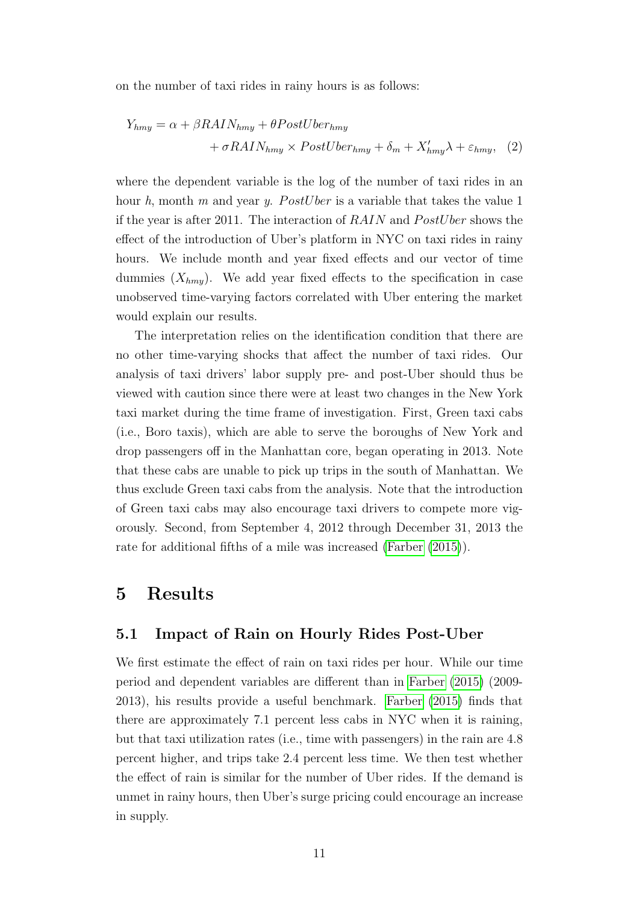on the number of taxi rides in rainy hours is as follows:

$$
\begin{aligned}
Y_{hmy} = \alpha + \beta RAIN_{hmy} + \theta PostUber_{hmy} \\
+ \sigma RAIN_{hmy} \times PostUber_{hmy} + \delta_m + X'_{hmy}\lambda + \varepsilon_{hmy}, \quad (2)
\end{aligned}
$$

where the dependent variable is the log of the number of taxi rides in an hour $h$, month $m$ and year $y$. $PostUber$ is a variable that takes the value 1 if the year is after 2011. The interaction of $RAIN$ and $PostUber$ shows the effect of the introduction of Uber's platform in NYC on taxi rides in rainy hours. We include month and year fixed effects and our vector of time dummies ($X_{hmy}$). We add year fixed effects to the specification in case unobserved time-varying factors correlated with Uber entering the market would explain our results.

The interpretation relies on the identification condition that there are no other time-varying shocks that affect the number of taxi rides. Our analysis of taxi drivers' labor supply pre- and post-Uber should thus be viewed with caution since there were at least two changes in the New York taxi market during the time frame of investigation. First, Green taxi cabs (i.e., Boro taxis), which are able to serve the boroughs of New York and drop passengers off in the Manhattan core, began operating in 2013. Note that these cabs are unable to pick up trips in the south of Manhattan. We thus exclude Green taxi cabs from the analysis. Note that the introduction of Green taxi cabs may also encourage taxi drivers to compete more vigorously. Second, from September 4, 2012 through December 31, 2013 the rate for additional fifths of a mile was increased (Farber (2015)).

# 5 Results

## 5.1 Impact of Rain on Hourly Rides Post-Uber

We first estimate the effect of rain on taxi rides per hour. While our time period and dependent variables are different than in Farber (2015) (2009-2013), his results provide a useful benchmark. Farber (2015) finds that there are approximately 7.1 percent less cabs in NYC when it is raining, but that taxi utilization rates (i.e., time with passengers) in the rain are 4.8 percent higher, and trips take 2.4 percent less time. We then test whether the effect of rain is similar for the number of Uber rides. If the demand is unmet in rainy hours, then Uber's surge pricing could encourage an increase in supply.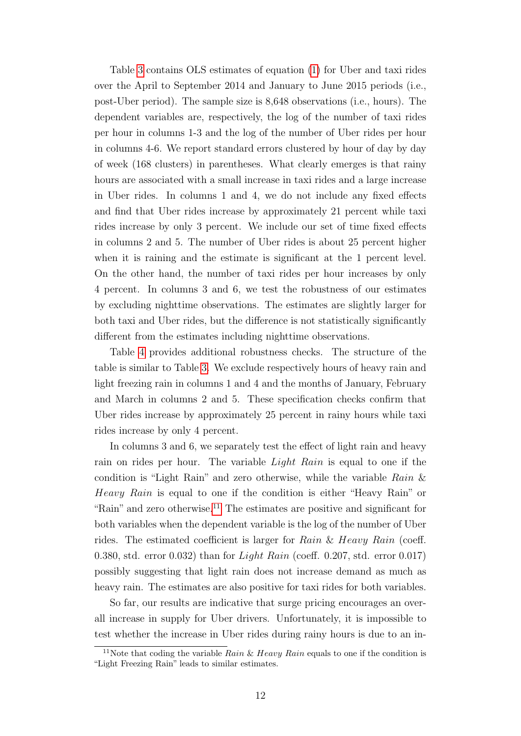Table 3 contains OLS estimates of equation (1) for Uber and taxi rides over the April to September 2014 and January to June 2015 periods (i.e., post-Uber period). The sample size is 8,648 observations (i.e., hours). The dependent variables are, respectively, the log of the number of taxi rides per hour in columns 1-3 and the log of the number of Uber rides per hour in columns 4-6. We report standard errors clustered by hour of day by day of week (168 clusters) in parentheses. What clearly emerges is that rainy hours are associated with a small increase in taxi rides and a large increase in Uber rides. In columns 1 and 4, we do not include any fixed effects and find that Uber rides increase by approximately 21 percent while taxi rides increase by only 3 percent. We include our set of time fixed effects in columns 2 and 5. The number of Uber rides is about 25 percent higher when it is raining and the estimate is significant at the 1 percent level. On the other hand, the number of taxi rides per hour increases by only 4 percent. In columns 3 and 6, we test the robustness of our estimates by excluding nighttime observations. The estimates are slightly larger for both taxi and Uber rides, but the difference is not statistically significantly different from the estimates including nighttime observations.

Table 4 provides additional robustness checks. The structure of the table is similar to Table 3. We exclude respectively hours of heavy rain and light freezing rain in columns 1 and 4 and the months of January, February and March in columns 2 and 5. These specification checks confirm that Uber rides increase by approximately 25 percent in rainy hours while taxi rides increase by only 4 percent.

In columns 3 and 6, we separately test the effect of light rain and heavy rain on rides per hour. The variable *Light Rain* is equal to one if the condition is "Light Rain" and zero otherwise, while the variable *Rain & Heavy Rain* is equal to one if the condition is either "Heavy Rain" or "Rain" and zero otherwise.[11] The estimates are positive and significant for both variables when the dependent variable is the log of the number of Uber rides. The estimated coefficient is larger for *Rain & Heavy Rain* (coeff. 0.380, std. error 0.032) than for *Light Rain* (coeff. 0.207, std. error 0.017) possibly suggesting that light rain does not increase demand as much as heavy rain. The estimates are also positive for taxi rides for both variables.

So far, our results are indicative that surge pricing encourages an overall increase in supply for Uber drivers. Unfortunately, it is impossible to test whether the increase in Uber rides during rainy hours is due to an in-

[11]Note that coding the variable *Rain & Heavy Rain* equals to one if the condition is "Light Freezing Rain" leads to similar estimates.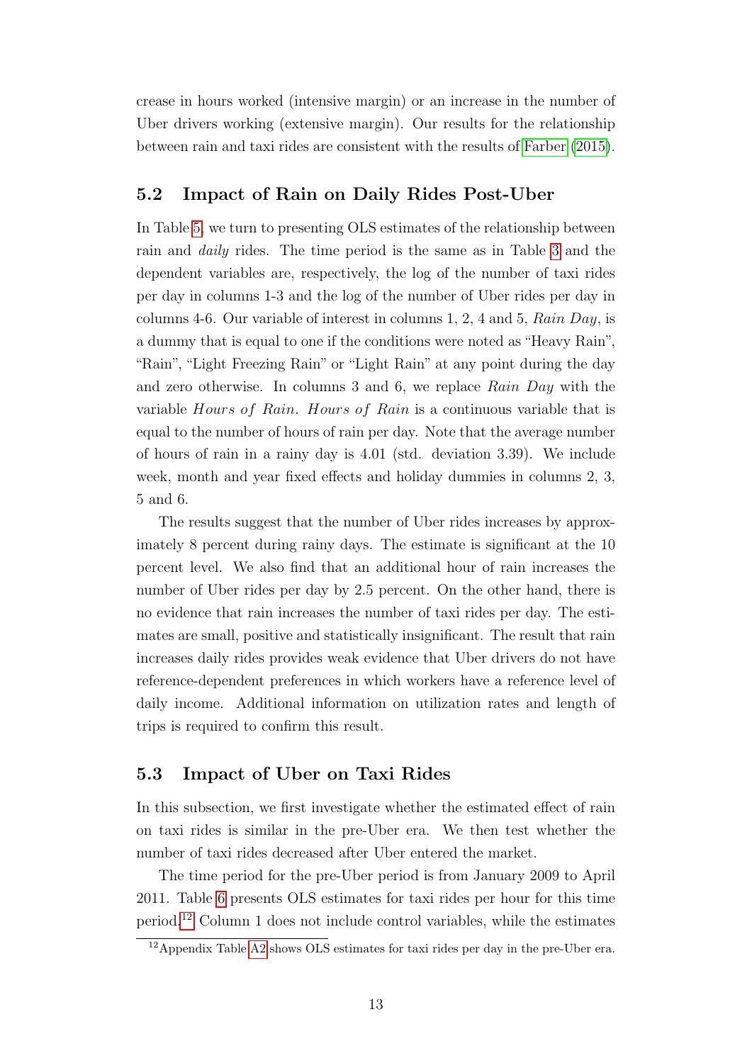crease in hours worked (intensive margin) or an increase in the number of Uber drivers working (extensive margin). Our results for the relationship between rain and taxi rides are consistent with the results of Farber (2015).

### 5.2 Impact of Rain on Daily Rides Post-Uber

In Table 5, we turn to presenting OLS estimates of the relationship between rain and *daily* rides. The time period is the same as in Table 3 and the dependent variables are, respectively, the log of the number of taxi rides per day in columns 1-3 and the log of the number of Uber rides per day in columns 4-6. Our variable of interest in columns 1, 2, 4 and 5, *Rain Day*, is a dummy that is equal to one if the conditions were noted as "Heavy Rain", "Rain", "Light Freezing Rain" or "Light Rain" at any point during the day and zero otherwise. In columns 3 and 6, we replace *Rain Day* with the variable *Hours of Rain*. *Hours of Rain* is a continuous variable that is equal to the number of hours of rain per day. Note that the average number of hours of rain in a rainy day is 4.01 (std. deviation 3.39). We include week, month and year fixed effects and holiday dummies in columns 2, 3, 5 and 6.

The results suggest that the number of Uber rides increases by approximately 8 percent during rainy days. The estimate is significant at the 10 percent level. We also find that an additional hour of rain increases the number of Uber rides per day by 2.5 percent. On the other hand, there is no evidence that rain increases the number of taxi rides per day. The estimates are small, positive and statistically insignificant. The result that rain increases daily rides provides weak evidence that Uber drivers do not have reference-dependent preferences in which workers have a reference level of daily income. Additional information on utilization rates and length of trips is required to confirm this result.

### 5.3 Impact of Uber on Taxi Rides

In this subsection, we first investigate whether the estimated effect of rain on taxi rides is similar in the pre-Uber era. We then test whether the number of taxi rides decreased after Uber entered the market.

The time period for the pre-Uber period is from January 2009 to April 2011. Table 6 presents OLS estimates for taxi rides per hour for this time period.[12] Column 1 does not include control variables, while the estimates

[12] Appendix Table A2 shows OLS estimates for taxi rides per day in the pre-Uber era.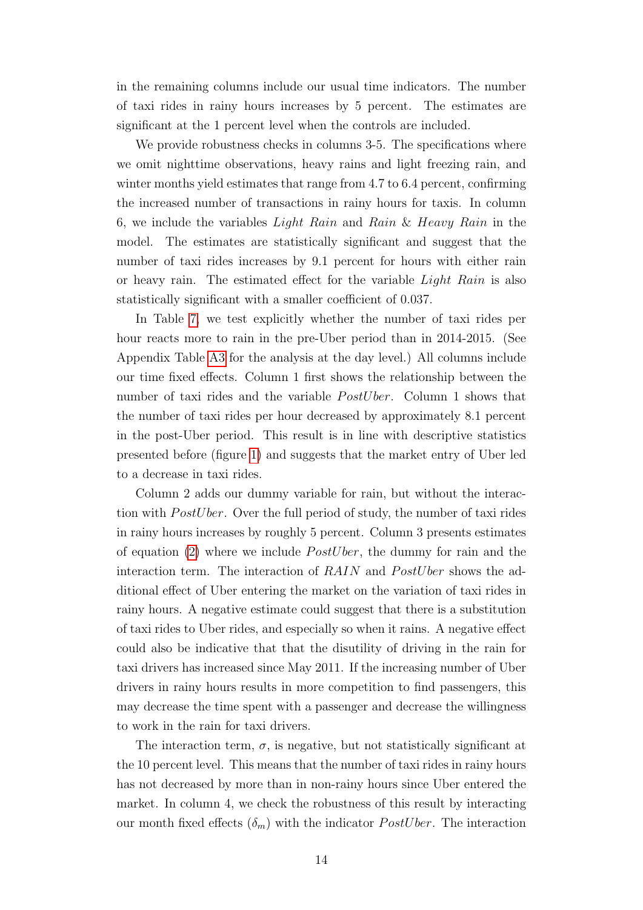in the remaining columns include our usual time indicators. The number of taxi rides in rainy hours increases by 5 percent. The estimates are significant at the 1 percent level when the controls are included.

We provide robustness checks in columns 3-5. The specifications where we omit nighttime observations, heavy rains and light freezing rain, and winter months yield estimates that range from 4.7 to 6.4 percent, confirming the increased number of transactions in rainy hours for taxis. In column 6, we include the variables *Light Rain* and *Rain & Heavy Rain* in the model. The estimates are statistically significant and suggest that the number of taxi rides increases by 9.1 percent for hours with either rain or heavy rain. The estimated effect for the variable *Light Rain* is also statistically significant with a smaller coefficient of 0.037.

In Table 7, we test explicitly whether the number of taxi rides per hour reacts more to rain in the pre-Uber period than in 2014-2015. (See Appendix Table A3 for the analysis at the day level.) All columns include our time fixed effects. Column 1 first shows the relationship between the number of taxi rides and the variable $PostUber$. Column 1 shows that the number of taxi rides per hour decreased by approximately 8.1 percent in the post-Uber period. This result is in line with descriptive statistics presented before (figure 1) and suggests that the market entry of Uber led to a decrease in taxi rides.

Column 2 adds our dummy variable for rain, but without the interaction with $PostUber$. Over the full period of study, the number of taxi rides in rainy hours increases by roughly 5 percent. Column 3 presents estimates of equation (2) where we include $PostUber$, the dummy for rain and the interaction term. The interaction of $RAIN$ and $PostUber$ shows the additional effect of Uber entering the market on the variation of taxi rides in rainy hours. A negative estimate could suggest that there is a substitution of taxi rides to Uber rides, and especially so when it rains. A negative effect could also be indicative that that the disutility of driving in the rain for taxi drivers has increased since May 2011. If the increasing number of Uber drivers in rainy hours results in more competition to find passengers, this may decrease the time spent with a passenger and decrease the willingness to work in the rain for taxi drivers.

The interaction term, $\sigma$, is negative, but not statistically significant at the 10 percent level. This means that the number of taxi rides in rainy hours has not decreased by more than in non-rainy hours since Uber entered the market. In column 4, we check the robustness of this result by interacting our month fixed effects ($\delta_m$) with the indicator $PostUber$. The interaction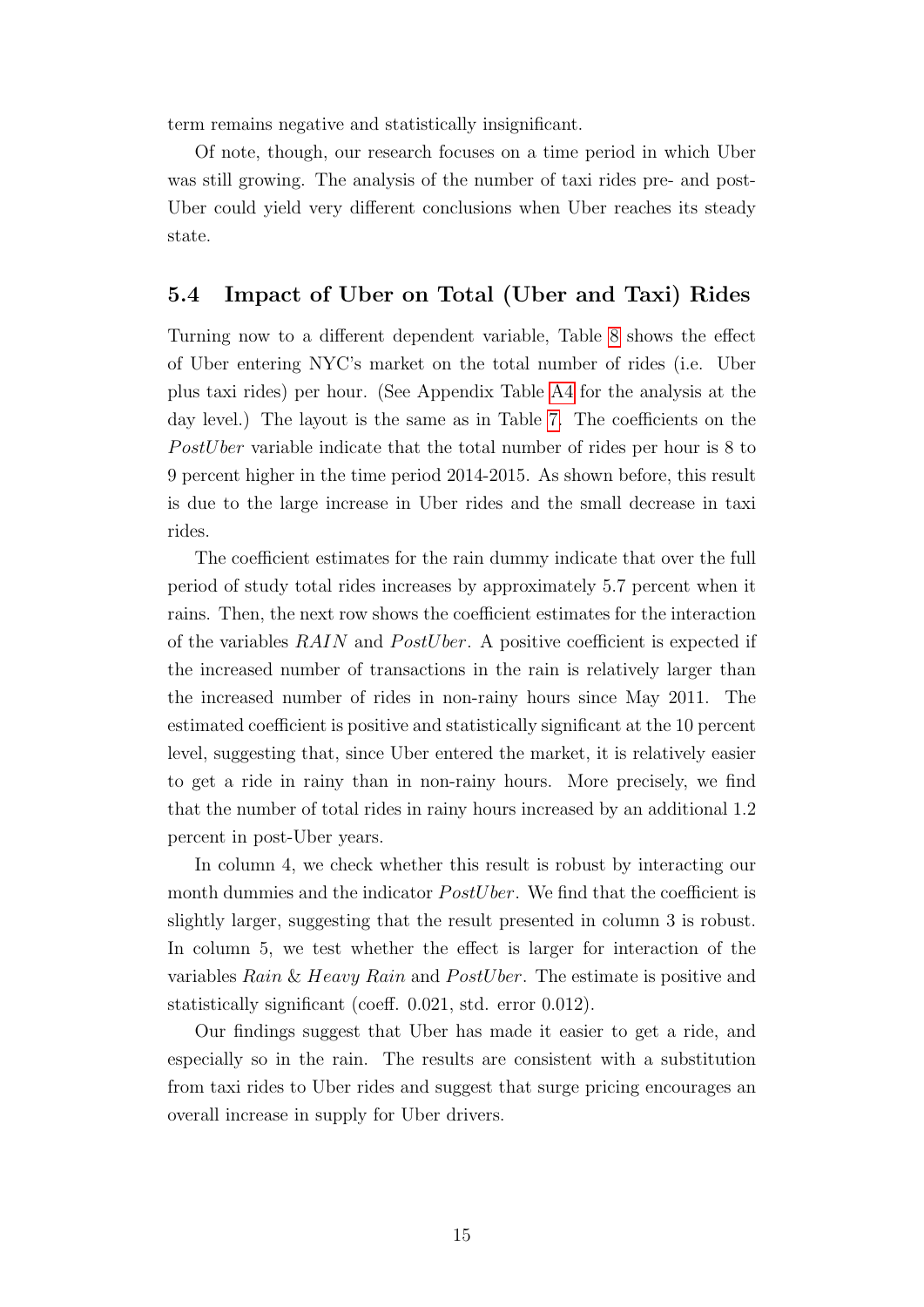term remains negative and statistically insignificant.

Of note, though, our research focuses on a time period in which Uber was still growing. The analysis of the number of taxi rides pre- and post-Uber could yield very different conclusions when Uber reaches its steady state.

### 5.4 Impact of Uber on Total (Uber and Taxi) Rides

Turning now to a different dependent variable, Table 8 shows the effect of Uber entering NYC's market on the total number of rides (i.e. Uber plus taxi rides) per hour. (See Appendix Table A4 for the analysis at the day level.) The layout is the same as in Table 7. The coefficients on the $PostUber$ variable indicate that the total number of rides per hour is 8 to 9 percent higher in the time period 2014-2015. As shown before, this result is due to the large increase in Uber rides and the small decrease in taxi rides.

The coefficient estimates for the rain dummy indicate that over the full period of study total rides increases by approximately 5.7 percent when it rains. Then, the next row shows the coefficient estimates for the interaction of the variables $RAIN$ and $PostUber$. A positive coefficient is expected if the increased number of transactions in the rain is relatively larger than the increased number of rides in non-rainy hours since May 2011. The estimated coefficient is positive and statistically significant at the 10 percent level, suggesting that, since Uber entered the market, it is relatively easier to get a ride in rainy than in non-rainy hours. More precisely, we find that the number of total rides in rainy hours increased by an additional 1.2 percent in post-Uber years.

In column 4, we check whether this result is robust by interacting our month dummies and the indicator $PostUber$. We find that the coefficient is slightly larger, suggesting that the result presented in column 3 is robust. In column 5, we test whether the effect is larger for interaction of the variables $Rain$ & $Heavy\ Rain$ and $PostUber$. The estimate is positive and statistically significant (coeff. 0.021, std. error 0.012).

Our findings suggest that Uber has made it easier to get a ride, and especially so in the rain. The results are consistent with a substitution from taxi rides to Uber rides and suggest that surge pricing encourages an overall increase in supply for Uber drivers.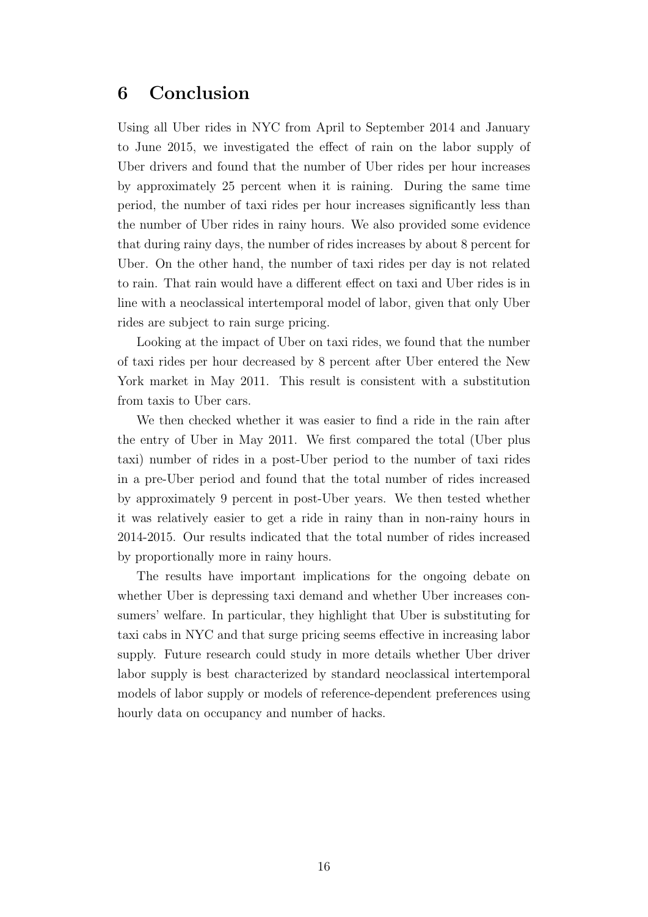## 6 Conclusion

Using all Uber rides in NYC from April to September 2014 and January to June 2015, we investigated the effect of rain on the labor supply of Uber drivers and found that the number of Uber rides per hour increases by approximately 25 percent when it is raining. During the same time period, the number of taxi rides per hour increases significantly less than the number of Uber rides in rainy hours. We also provided some evidence that during rainy days, the number of rides increases by about 8 percent for Uber. On the other hand, the number of taxi rides per day is not related to rain. That rain would have a different effect on taxi and Uber rides is in line with a neoclassical intertemporal model of labor, given that only Uber rides are subject to rain surge pricing.

Looking at the impact of Uber on taxi rides, we found that the number of taxi rides per hour decreased by 8 percent after Uber entered the New York market in May 2011. This result is consistent with a substitution from taxis to Uber cars.

We then checked whether it was easier to find a ride in the rain after the entry of Uber in May 2011. We first compared the total (Uber plus taxi) number of rides in a post-Uber period to the number of taxi rides in a pre-Uber period and found that the total number of rides increased by approximately 9 percent in post-Uber years. We then tested whether it was relatively easier to get a ride in rainy than in non-rainy hours in 2014-2015. Our results indicated that the total number of rides increased by proportionally more in rainy hours.

The results have important implications for the ongoing debate on whether Uber is depressing taxi demand and whether Uber increases consumers' welfare. In particular, they highlight that Uber is substituting for taxi cabs in NYC and that surge pricing seems effective in increasing labor supply. Future research could study in more details whether Uber driver labor supply is best characterized by standard neoclassical intertemporal models of labor supply or models of reference-dependent preferences using hourly data on occupancy and number of hacks.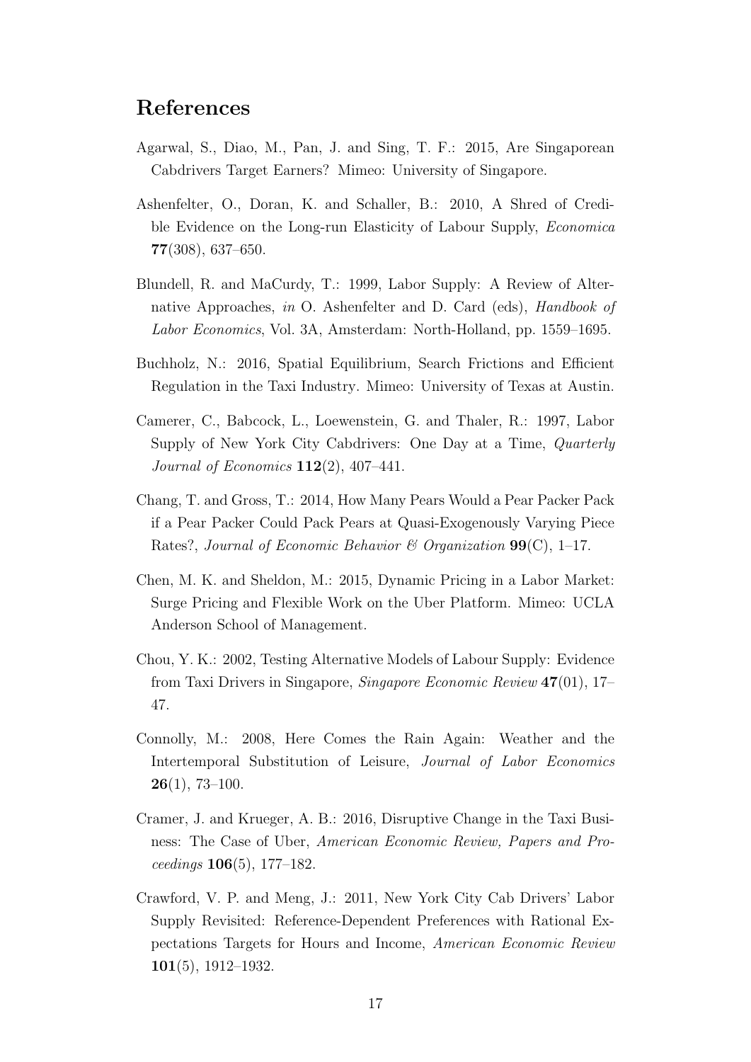## References

Agarwal, S., Diao, M., Pan, J. and Sing, T. F.: 2015, Are Singaporean Cabdrivers Target Earners? Mimeo: University of Singapore.

Ashenfelter, O., Doran, K. and Schaller, B.: 2010, A Shred of Credible Evidence on the Long-run Elasticity of Labour Supply, *Economica* **77**(308), 637–650.

Blundell, R. and MaCurdy, T.: 1999, Labor Supply: A Review of Alternative Approaches, *in* O. Ashenfelter and D. Card (eds), *Handbook of Labor Economics*, Vol. 3A, Amsterdam: North-Holland, pp. 1559–1695.

Buchholz, N.: 2016, Spatial Equilibrium, Search Frictions and Efficient Regulation in the Taxi Industry. Mimeo: University of Texas at Austin.

Camerer, C., Babcock, L., Loewenstein, G. and Thaler, R.: 1997, Labor Supply of New York City Cabdrivers: One Day at a Time, *Quarterly Journal of Economics* **112**(2), 407–441.

Chang, T. and Gross, T.: 2014, How Many Pears Would a Pear Packer Pack if a Pear Packer Could Pack Pears at Quasi-Exogenously Varying Piece Rates?, *Journal of Economic Behavior & Organization* **99**(C), 1–17.

Chen, M. K. and Sheldon, M.: 2015, Dynamic Pricing in a Labor Market: Surge Pricing and Flexible Work on the Uber Platform. Mimeo: UCLA Anderson School of Management.

Chou, Y. K.: 2002, Testing Alternative Models of Labour Supply: Evidence from Taxi Drivers in Singapore, *Singapore Economic Review* **47**(01), 17–47.

Connolly, M.: 2008, Here Comes the Rain Again: Weather and the Intertemporal Substitution of Leisure, *Journal of Labor Economics* **26**(1), 73–100.

Cramer, J. and Krueger, A. B.: 2016, Disruptive Change in the Taxi Business: The Case of Uber, *American Economic Review, Papers and Proceedings* **106**(5), 177–182.

Crawford, V. P. and Meng, J.: 2011, New York City Cab Drivers' Labor Supply Revisited: Reference-Dependent Preferences with Rational Expectations Targets for Hours and Income, *American Economic Review* **101**(5), 1912–1932.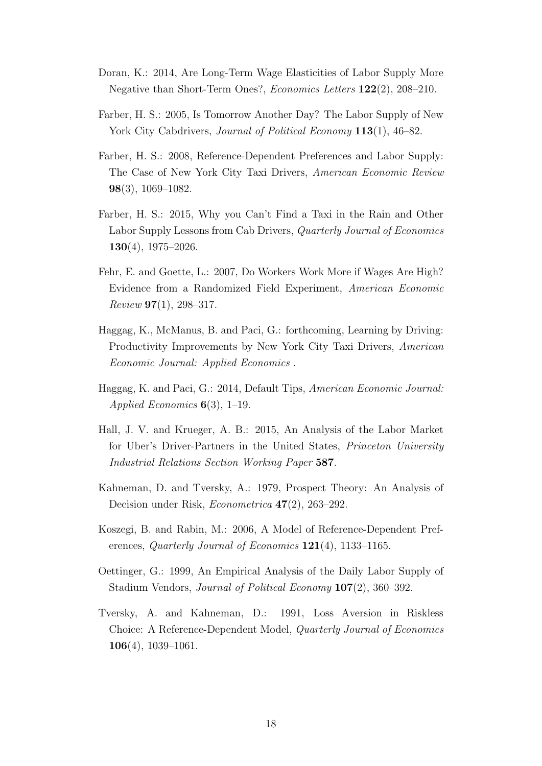Doran, K.: 2014, Are Long-Term Wage Elasticities of Labor Supply More Negative than Short-Term Ones?, *Economics Letters* **122**(2), 208–210.

Farber, H. S.: 2005, Is Tomorrow Another Day? The Labor Supply of New York City Cabdrivers, *Journal of Political Economy* **113**(1), 46–82.

Farber, H. S.: 2008, Reference-Dependent Preferences and Labor Supply: The Case of New York City Taxi Drivers, *American Economic Review* **98**(3), 1069–1082.

Farber, H. S.: 2015, Why you Can't Find a Taxi in the Rain and Other Labor Supply Lessons from Cab Drivers, *Quarterly Journal of Economics* **130**(4), 1975–2026.

Fehr, E. and Goette, L.: 2007, Do Workers Work More if Wages Are High? Evidence from a Randomized Field Experiment, *American Economic Review* **97**(1), 298–317.

Haggag, K., McManus, B. and Paci, G.: forthcoming, Learning by Driving: Productivity Improvements by New York City Taxi Drivers, *American Economic Journal: Applied Economics* .

Haggag, K. and Paci, G.: 2014, Default Tips, *American Economic Journal: Applied Economics* **6**(3), 1–19.

Hall, J. V. and Krueger, A. B.: 2015, An Analysis of the Labor Market for Uber's Driver-Partners in the United States, *Princeton University Industrial Relations Section Working Paper* **587**.

Kahneman, D. and Tversky, A.: 1979, Prospect Theory: An Analysis of Decision under Risk, *Econometrica* **47**(2), 263–292.

Koszegi, B. and Rabin, M.: 2006, A Model of Reference-Dependent Preferences, *Quarterly Journal of Economics* **121**(4), 1133–1165.

Oettinger, G.: 1999, An Empirical Analysis of the Daily Labor Supply of Stadium Vendors, *Journal of Political Economy* **107**(2), 360–392.

Tversky, A. and Kahneman, D.: 1991, Loss Aversion in Riskless Choice: A Reference-Dependent Model, *Quarterly Journal of Economics* **106**(4), 1039–1061.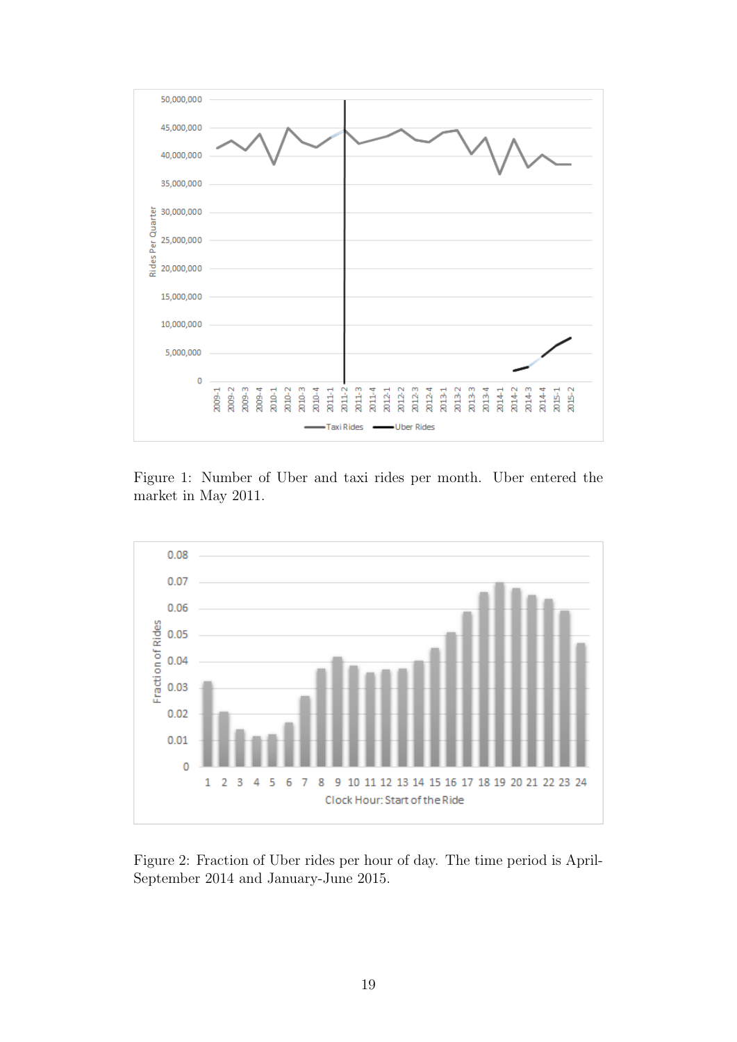Figure 1: Number of Uber and taxi rides per month. Uber entered the market in May 2011.

Figure 2: Fraction of Uber rides per hour of day. The time period is April-September 2014 and January-June 2015.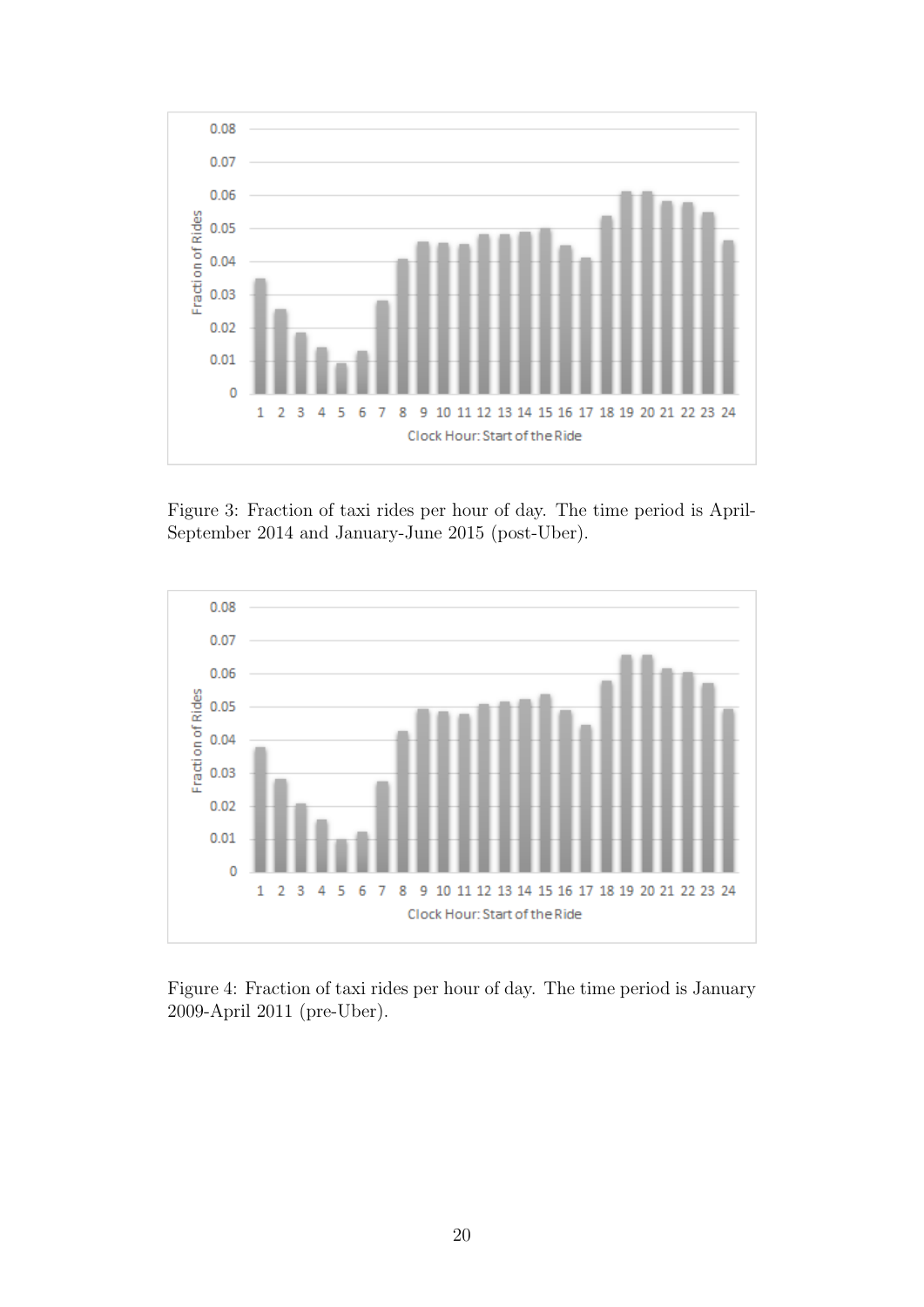Figure 3: Fraction of taxi rides per hour of day. The time period is April-September 2014 and January-June 2015 (post-Uber).

Figure 4: Fraction of taxi rides per hour of day. The time period is January 2009-April 2011 (pre-Uber).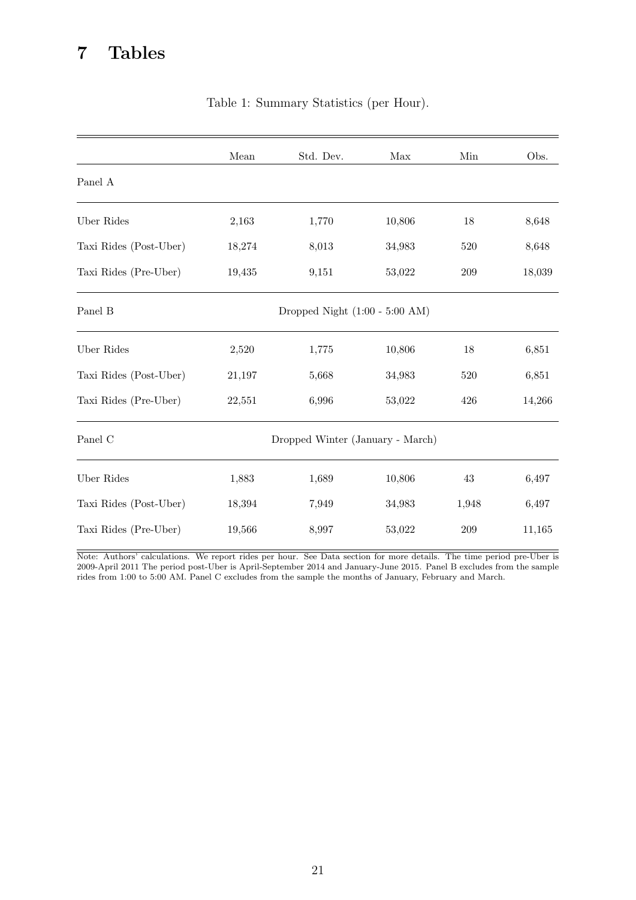# 7 Tables

Table 1: Summary Statistics (per Hour).

| | Mean | Std. Dev. | Max | Min | Obs. |
|---|---|---|---|---|---|
| Panel A | | | | | |
| Uber Rides | 2,163 | 1,770 | 10,806 | 18 | 8,648 |
| Taxi Rides (Post-Uber) | 18,274 | 8,013 | 34,983 | 520 | 8,648 |
| Taxi Rides (Pre-Uber) | 19,435 | 9,151 | 53,022 | 209 | 18,039 |
| Panel B | Dropped Night (1:00 - 5:00 AM) | | | | |
| Uber Rides | 2,520 | 1,775 | 10,806 | 18 | 6,851 |
| Taxi Rides (Post-Uber) | 21,197 | 5,668 | 34,983 | 520 | 6,851 |
| Taxi Rides (Pre-Uber) | 22,551 | 6,996 | 53,022 | 426 | 14,266 |
| Panel C | Dropped Winter (January - March) | | | | |
| Uber Rides | 1,883 | 1,689 | 10,806 | 43 | 6,497 |
| Taxi Rides (Post-Uber) | 18,394 | 7,949 | 34,983 | 1,948 | 6,497 |
| Taxi Rides (Pre-Uber) | 19,566 | 8,997 | 53,022 | 209 | 11,165 |

Note: Authors' calculations. We report rides per hour. See Data section for more details. The time period pre-Uber is 2009-April 2011 The period post-Uber is April-September 2014 and January-June 2015. Panel B excludes from the sample rides from 1:00 to 5:00 AM. Panel C excludes from the sample the months of January, February and March.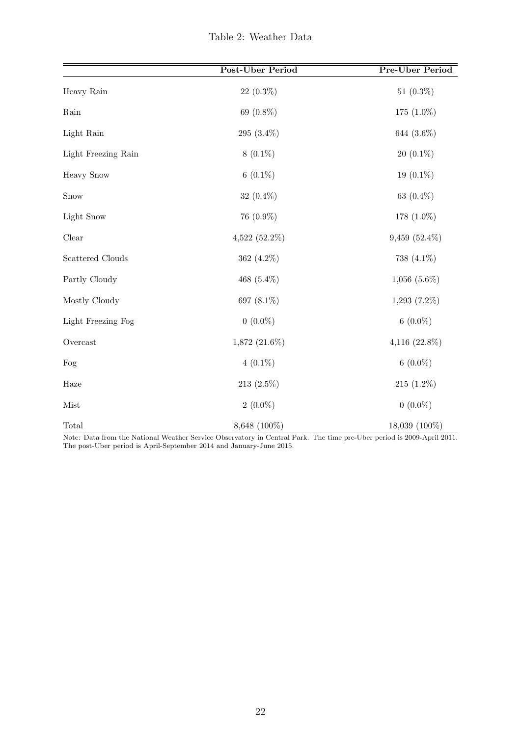Table 2: Weather Data

| | Post-Uber Period | Pre-Uber Period |
|---|---|---|
| Heavy Rain | 22 (0.3%) | 51 (0.3%) |
| Rain | 69 (0.8%) | 175 (1.0%) |
| Light Rain | 295 (3.4%) | 644 (3.6%) |
| Light Freezing Rain | 8 (0.1%) | 20 (0.1%) |
| Heavy Snow | 6 (0.1%) | 19 (0.1%) |
| Snow | 32 (0.4%) | 63 (0.4%) |
| Light Snow | 76 (0.9%) | 178 (1.0%) |
| Clear | 4,522 (52.2%) | 9,459 (52.4%) |
| Scattered Clouds | 362 (4.2%) | 738 (4.1%) |
| Partly Cloudy | 468 (5.4%) | 1,056 (5.6%) |
| Mostly Cloudy | 697 (8.1%) | 1,293 (7.2%) |
| Light Freezing Fog | 0 (0.0%) | 6 (0.0%) |
| Overcast | 1,872 (21.6%) | 4,116 (22.8%) |
| Fog | 4 (0.1%) | 6 (0.0%) |
| Haze | 213 (2.5%) | 215 (1.2%) |
| Mist | 2 (0.0%) | 0 (0.0%) |
| Total | 8,648 (100%) | 18,039 (100%) |

Note: Data from the National Weather Service Observatory in Central Park. The time pre-Uber period is 2009-April 2011. The post-Uber period is April-September 2014 and January-June 2015.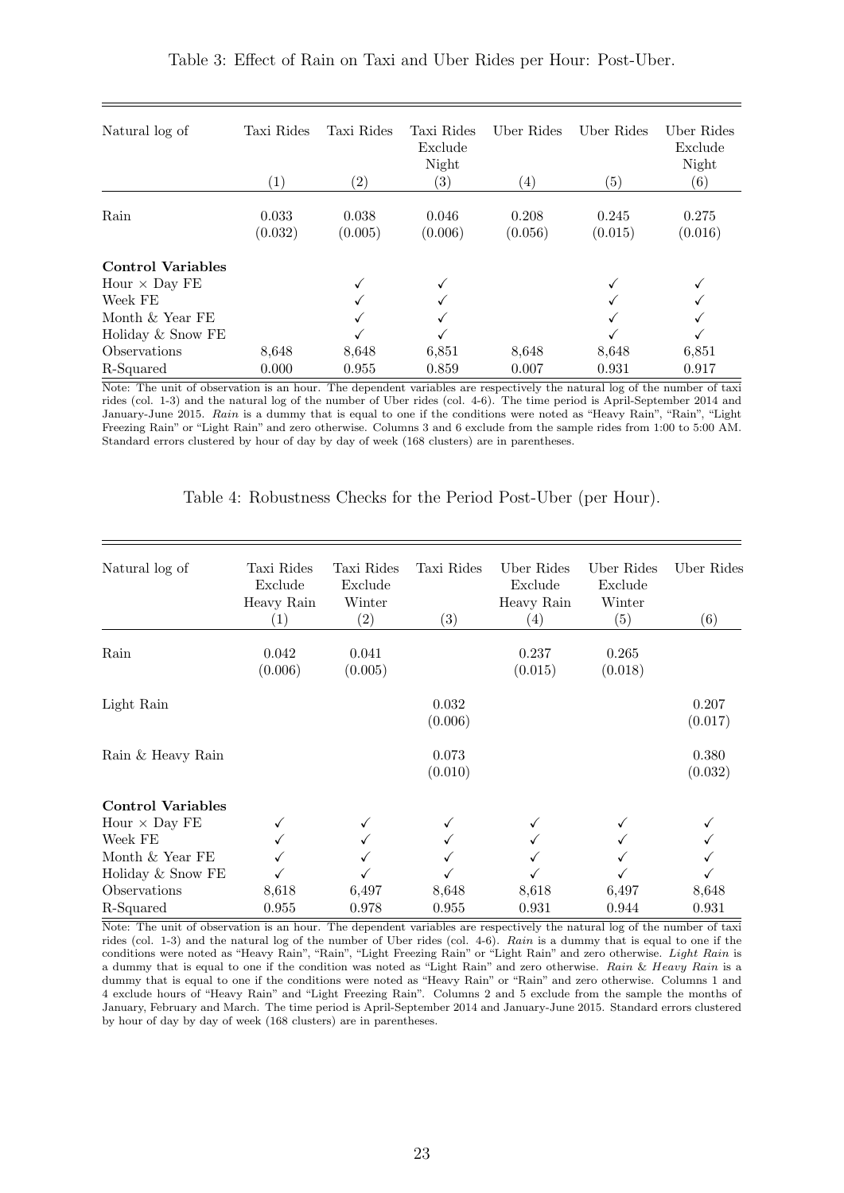Table 3: Effect of Rain on Taxi and Uber Rides per Hour: Post-Uber.

| Natural log of | Taxi Rides | Taxi Rides | Taxi Rides Exclude Night | Uber Rides | Uber Rides | Uber Rides Exclude Night |
|---|---|---|---|---|---|---|
| | (1) | (2) | (3) | (4) | (5) | (6) |
| Rain | 0.033 | 0.038 | 0.046 | 0.208 | 0.245 | 0.275 |
| | (0.032) | (0.005) | (0.006) | (0.056) | (0.015) | (0.016) |
| **Control Variables** | | | | | | |
| Hour × Day FE | | ✓ | ✓ | | ✓ | ✓ |
| Week FE | | ✓ | ✓ | | ✓ | ✓ |
| Month & Year FE | | ✓ | ✓ | | ✓ | ✓ |
| Holiday & Snow FE | | ✓ | ✓ | | ✓ | ✓ |
| Observations | 8,648 | 8,648 | 6,851 | 8,648 | 8,648 | 6,851 |
| R-Squared | 0.000 | 0.955 | 0.859 | 0.007 | 0.931 | 0.917 |

Note: The unit of observation is an hour. The dependent variables are respectively the natural log of the number of taxi rides (col. 1-3) and the natural log of the number of Uber rides (col. 4-6). The time period is April-September 2014 and January-June 2015. *Rain* is a dummy that is equal to one if the conditions were noted as "Heavy Rain", "Rain", "Light Freezing Rain" or "Light Rain" and zero otherwise. Columns 3 and 6 exclude from the sample rides from 1:00 to 5:00 AM. Standard errors clustered by hour of day by day of week (168 clusters) are in parentheses.

Table 4: Robustness Checks for the Period Post-Uber (per Hour).

| Natural log of | Taxi Rides Exclude Heavy Rain | Taxi Rides Exclude Winter | Taxi Rides | Uber Rides Exclude Heavy Rain | Uber Rides Exclude Winter | Uber Rides |
|---|---|---|---|---|---|---|
| | (1) | (2) | (3) | (4) | (5) | (6) |
| Rain | 0.042 | 0.041 | | 0.237 | 0.265 | |
| | (0.006) | (0.005) | | (0.015) | (0.018) | |
| Light Rain | | | 0.032 | | | 0.207 |
| | | | (0.006) | | | (0.017) |
| Rain & Heavy Rain | | | 0.073 | | | 0.380 |
| | | | (0.010) | | | (0.032) |
| **Control Variables** | | | | | | |
| Hour × Day FE | ✓ | ✓ | ✓ | ✓ | ✓ | ✓ |
| Week FE | ✓ | ✓ | ✓ | ✓ | ✓ | ✓ |
| Month & Year FE | ✓ | ✓ | ✓ | ✓ | ✓ | ✓ |
| Holiday & Snow FE | ✓ | ✓ | ✓ | ✓ | ✓ | ✓ |
| Observations | 8,618 | 6,497 | 8,648 | 8,618 | 6,497 | 8,648 |
| R-Squared | 0.955 | 0.978 | 0.955 | 0.931 | 0.944 | 0.931 |

Note: The unit of observation is an hour. The dependent variables are respectively the natural log of the number of taxi rides (col. 1-3) and the natural log of the number of Uber rides (col. 4-6). *Rain* is a dummy that is equal to one if the conditions were noted as "Heavy Rain", "Rain", "Light Freezing Rain" or "Light Rain" and zero otherwise. *Light Rain* is a dummy that is equal to one if the condition was noted as "Light Rain" and zero otherwise. *Rain & Heavy Rain* is a dummy that is equal to one if the conditions were noted as "Heavy Rain" or "Rain" and zero otherwise. Columns 1 and 4 exclude hours of "Heavy Rain" and "Light Freezing Rain". Columns 2 and 5 exclude from the sample the months of January, February and March. The time period is April-September 2014 and January-June 2015. Standard errors clustered by hour of day by day of week (168 clusters) are in parentheses.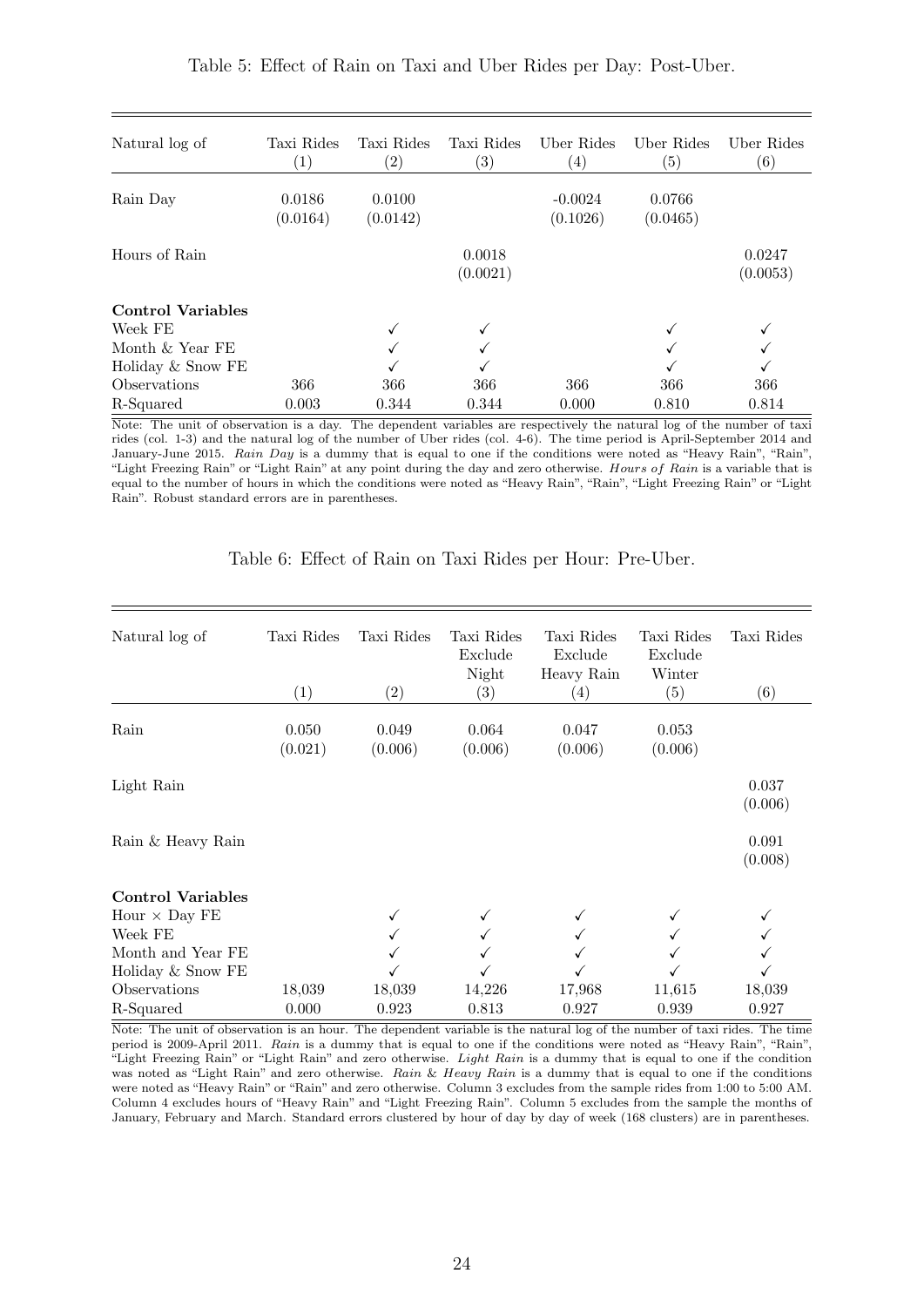Table 5: Effect of Rain on Taxi and Uber Rides per Day: Post-Uber.

| Natural log of | Taxi Rides (1) | Taxi Rides (2) | Taxi Rides (3) | Uber Rides (4) | Uber Rides (5) | Uber Rides (6) |
|---|---|---|---|---|---|---|
| Rain Day | 0.0186 | 0.0100 | | -0.0024 | 0.0766 | |
| | (0.0164) | (0.0142) | | (0.1026) | (0.0465) | |
| Hours of Rain | | | 0.0018 | | | 0.0247 |
| | | | (0.0021) | | | (0.0053) |
| **Control Variables** | | | | | | |
| Week FE | | ✓ | ✓ | | ✓ | ✓ |
| Month & Year FE | | ✓ | ✓ | | ✓ | ✓ |
| Holiday & Snow FE | | ✓ | ✓ | | ✓ | ✓ |
| Observations | 366 | 366 | 366 | 366 | 366 | 366 |
| R-Squared | 0.003 | 0.344 | 0.344 | 0.000 | 0.810 | 0.814 |

Note: The unit of observation is a day. The dependent variables are respectively the natural log of the number of taxi rides (col. 1-3) and the natural log of the number of Uber rides (col. 4-6). The time period is April-September 2014 and January-June 2015. *Rain Day* is a dummy that is equal to one if the conditions were noted as "Heavy Rain", "Rain", "Light Freezing Rain" or "Light Rain" at any point during the day and zero otherwise. *Hours of Rain* is a variable that is equal to the number of hours in which the conditions were noted as "Heavy Rain", "Rain", "Light Freezing Rain" or "Light Rain". Robust standard errors are in parentheses.

Table 6: Effect of Rain on Taxi Rides per Hour: Pre-Uber.

| Natural log of | Taxi Rides (1) | Taxi Rides (2) | Taxi Rides Exclude Night (3) | Taxi Rides Exclude Heavy Rain (4) | Taxi Rides Exclude Winter (5) | Taxi Rides (6) |
|---|---|---|---|---|---|---|
| Rain | 0.050 | 0.049 | 0.064 | 0.047 | 0.053 | |
| | (0.021) | (0.006) | (0.006) | (0.006) | (0.006) | |
| Light Rain | | | | | | 0.037 |
| | | | | | | (0.006) |
| Rain & Heavy Rain | | | | | | 0.091 |
| | | | | | | (0.008) |
| **Control Variables** | | | | | | |
| Hour × Day FE | | ✓ | ✓ | ✓ | ✓ | ✓ |
| Week FE | | ✓ | ✓ | ✓ | ✓ | ✓ |
| Month and Year FE | | ✓ | ✓ | ✓ | ✓ | ✓ |
| Holiday & Snow FE | | ✓ | ✓ | ✓ | ✓ | ✓ |
| Observations | 18,039 | 18,039 | 14,226 | 17,968 | 11,615 | 18,039 |
| R-Squared | 0.000 | 0.923 | 0.813 | 0.927 | 0.939 | 0.927 |

Note: The unit of observation is an hour. The dependent variable is the natural log of the number of taxi rides. The time period is 2009-April 2011. *Rain* is a dummy that is equal to one if the conditions were noted as "Heavy Rain", "Rain", "Light Freezing Rain" or "Light Rain" and zero otherwise. *Light Rain* is a dummy that is equal to one if the condition was noted as "Light Rain" and zero otherwise. *Rain & Heavy Rain* is a dummy that is equal to one if the conditions were noted as "Heavy Rain" or "Rain" and zero otherwise. Column 3 excludes from the sample rides from 1:00 to 5:00 AM. Column 4 excludes hours of "Heavy Rain" and "Light Freezing Rain". Column 5 excludes from the sample the months of January, February and March. Standard errors clustered by hour of day by day of week (168 clusters) are in parentheses.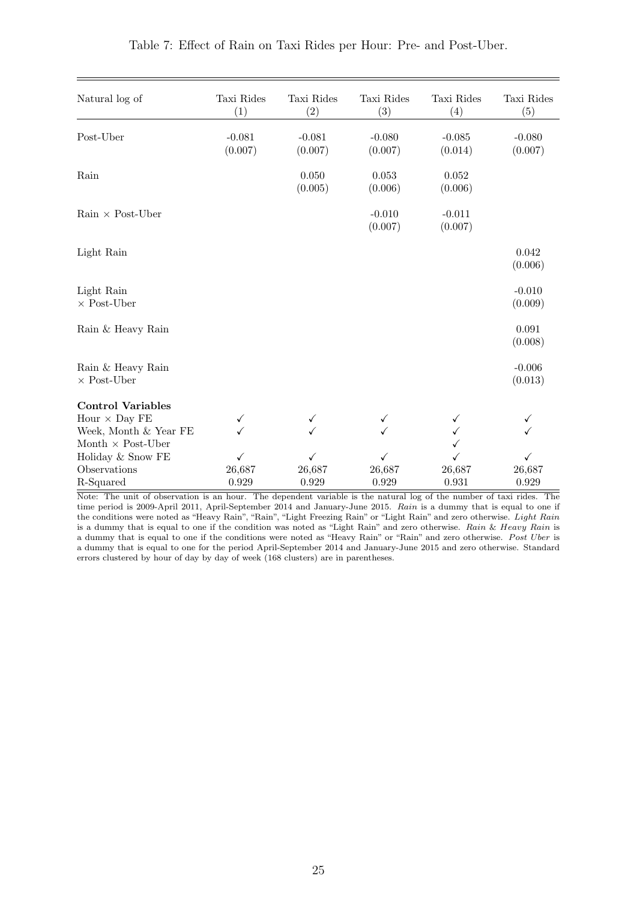Table 7: Effect of Rain on Taxi Rides per Hour: Pre- and Post-Uber.

| Natural log of | Taxi Rides (1) | Taxi Rides (2) | Taxi Rides (3) | Taxi Rides (4) | Taxi Rides (5) |
|---|---|---|---|---|---|
| Post-Uber | -0.081 | -0.081 | -0.080 | -0.085 | -0.080 |
| | (0.007) | (0.007) | (0.007) | (0.014) | (0.007) |
| Rain | | 0.050 | 0.053 | 0.052 | |
| | | (0.005) | (0.006) | (0.006) | |
| Rain × Post-Uber | | | -0.010 | -0.011 | |
| | | | (0.007) | (0.007) | |
| Light Rain | | | | | 0.042 |
| | | | | | (0.006) |
| Light Rain × Post-Uber | | | | | -0.010 |
| | | | | | (0.009) |
| Rain & Heavy Rain | | | | | 0.091 |
| | | | | | (0.008) |
| Rain & Heavy Rain × Post-Uber | | | | | -0.006 |
| | | | | | (0.013) |
| **Control Variables** | | | | | |
| Hour × Day FE | ✓ | ✓ | ✓ | ✓ | ✓ |
| Week, Month & Year FE | ✓ | ✓ | ✓ | ✓ | ✓ |
| Month × Post-Uber | | | | ✓ | |
| Holiday & Snow FE | ✓ | ✓ | ✓ | ✓ | ✓ |
| Observations | 26,687 | 26,687 | 26,687 | 26,687 | 26,687 |
| R-Squared | 0.929 | 0.929 | 0.929 | 0.931 | 0.929 |

Note: The unit of observation is an hour. The dependent variable is the natural log of the number of taxi rides. The time period is 2009-April 2011, April-September 2014 and January-June 2015. *Rain* is a dummy that is equal to one if the conditions were noted as "Heavy Rain", "Rain", "Light Freezing Rain" or "Light Rain" and zero otherwise. *Light Rain* is a dummy that is equal to one if the condition was noted as "Light Rain" and zero otherwise. *Rain & Heavy Rain* is a dummy that is equal to one if the conditions were noted as "Heavy Rain" or "Rain" and zero otherwise. *Post Uber* is a dummy that is equal to one for the period April-September 2014 and January-June 2015 and zero otherwise. Standard errors clustered by hour of day by day of week (168 clusters) are in parentheses.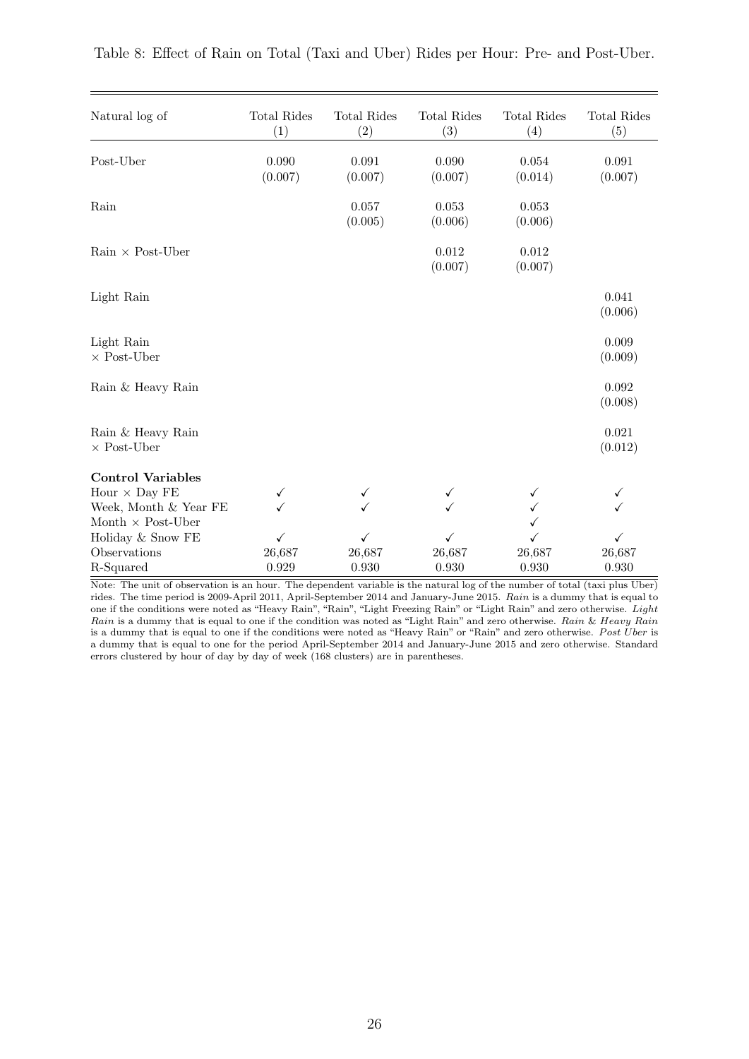Table 8: Effect of Rain on Total (Taxi and Uber) Rides per Hour: Pre- and Post-Uber.

| Natural log of | Total Rides (1) | Total Rides (2) | Total Rides (3) | Total Rides (4) | Total Rides (5) |
|---|---|---|---|---|---|
| Post-Uber | 0.090 (0.007) | 0.091 (0.007) | 0.090 (0.007) | 0.054 (0.014) | 0.091 (0.007) |
| Rain | | 0.057 (0.005) | 0.053 (0.006) | 0.053 (0.006) | |
| Rain × Post-Uber | | | 0.012 (0.007) | 0.012 (0.007) | |
| Light Rain | | | | | 0.041 (0.006) |
| Light Rain × Post-Uber | | | | | 0.009 (0.009) |
| Rain & Heavy Rain | | | | | 0.092 (0.008) |
| Rain & Heavy Rain × Post-Uber | | | | | 0.021 (0.012) |
| **Control Variables** | | | | | |
| Hour × Day FE | ✓ | ✓ | ✓ | ✓ | ✓ |
| Week, Month & Year FE | ✓ | ✓ | ✓ | ✓ | ✓ |
| Month × Post-Uber | | | | ✓ | |
| Holiday & Snow FE | ✓ | ✓ | ✓ | ✓ | ✓ |
| Observations | 26,687 | 26,687 | 26,687 | 26,687 | 26,687 |
| R-Squared | 0.929 | 0.930 | 0.930 | 0.930 | 0.930 |

Note: The unit of observation is an hour. The dependent variable is the natural log of the number of total (taxi plus Uber) rides. The time period is 2009-April 2011, April-September 2014 and January-June 2015. *Rain* is a dummy that is equal to one if the conditions were noted as "Heavy Rain", "Rain", "Light Freezing Rain" or "Light Rain" and zero otherwise. *Light Rain* is a dummy that is equal to one if the condition was noted as "Light Rain" and zero otherwise. *Rain & Heavy Rain* is a dummy that is equal to one if the conditions were noted as "Heavy Rain" or "Rain" and zero otherwise. *Post Uber* is a dummy that is equal to one for the period April-September 2014 and January-June 2015 and zero otherwise. Standard errors clustered by hour of day by day of week (168 clusters) are in parentheses.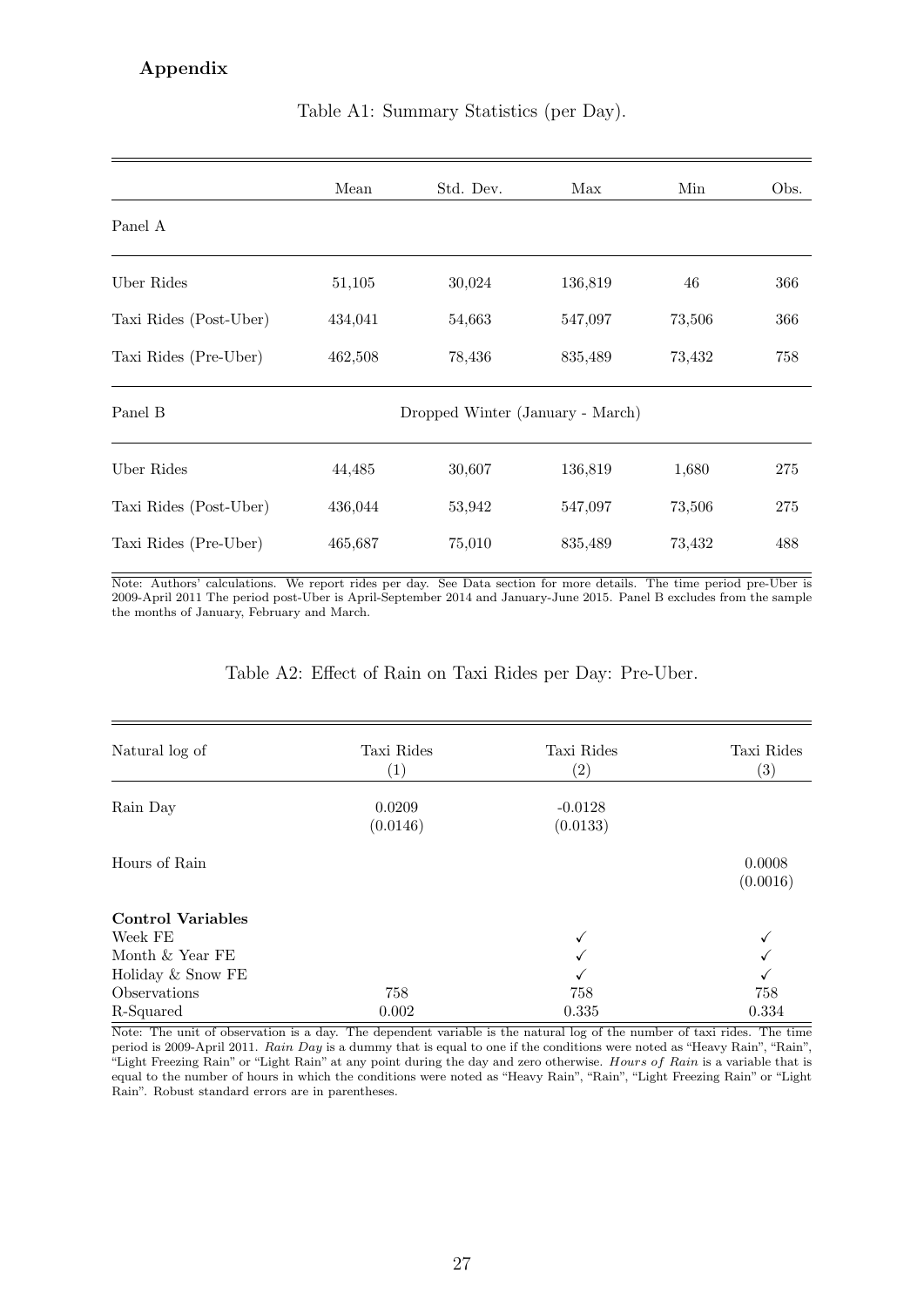## Appendix

Table A1: Summary Statistics (per Day).

| | Mean | Std. Dev. | Max | Min | Obs. |
|---|---|---|---|---|---|
| Panel A | | | | | |
| Uber Rides | 51,105 | 30,024 | 136,819 | 46 | 366 |
| Taxi Rides (Post-Uber) | 434,041 | 54,663 | 547,097 | 73,506 | 366 |
| Taxi Rides (Pre-Uber) | 462,508 | 78,436 | 835,489 | 73,432 | 758 |
| Panel B | Dropped Winter (January - March) | | | | |
| Uber Rides | 44,485 | 30,607 | 136,819 | 1,680 | 275 |
| Taxi Rides (Post-Uber) | 436,044 | 53,942 | 547,097 | 73,506 | 275 |
| Taxi Rides (Pre-Uber) | 465,687 | 75,010 | 835,489 | 73,432 | 488 |

Note: Authors' calculations. We report rides per day. See Data section for more details. The time period pre-Uber is 2009-April 2011 The period post-Uber is April-September 2014 and January-June 2015. Panel B excludes from the sample the months of January, February and March.

Table A2: Effect of Rain on Taxi Rides per Day: Pre-Uber.

| Natural log of | Taxi Rides (1) | Taxi Rides (2) | Taxi Rides (3) |
|---|---|---|---|
| Rain Day | 0.0209 | -0.0128 | |
| | (0.0146) | (0.0133) | |
| Hours of Rain | | | 0.0008 |
| | | | (0.0016) |
| **Control Variables** | | | |
| Week FE | | ✓ | ✓ |
| Month & Year FE | | ✓ | ✓ |
| Holiday & Snow FE | | ✓ | ✓ |
| Observations | 758 | 758 | 758 |
| R-Squared | 0.002 | 0.335 | 0.334 |

Note: The unit of observation is a day. The dependent variable is the natural log of the number of taxi rides. The time period is 2009-April 2011. *Rain Day* is a dummy that is equal to one if the conditions were noted as "Heavy Rain", "Rain", "Light Freezing Rain" or "Light Rain" at any point during the day and zero otherwise. *Hours of Rain* is a variable that is equal to the number of hours in which the conditions were noted as "Heavy Rain", "Rain", "Light Freezing Rain" or "Light Rain". Robust standard errors are in parentheses.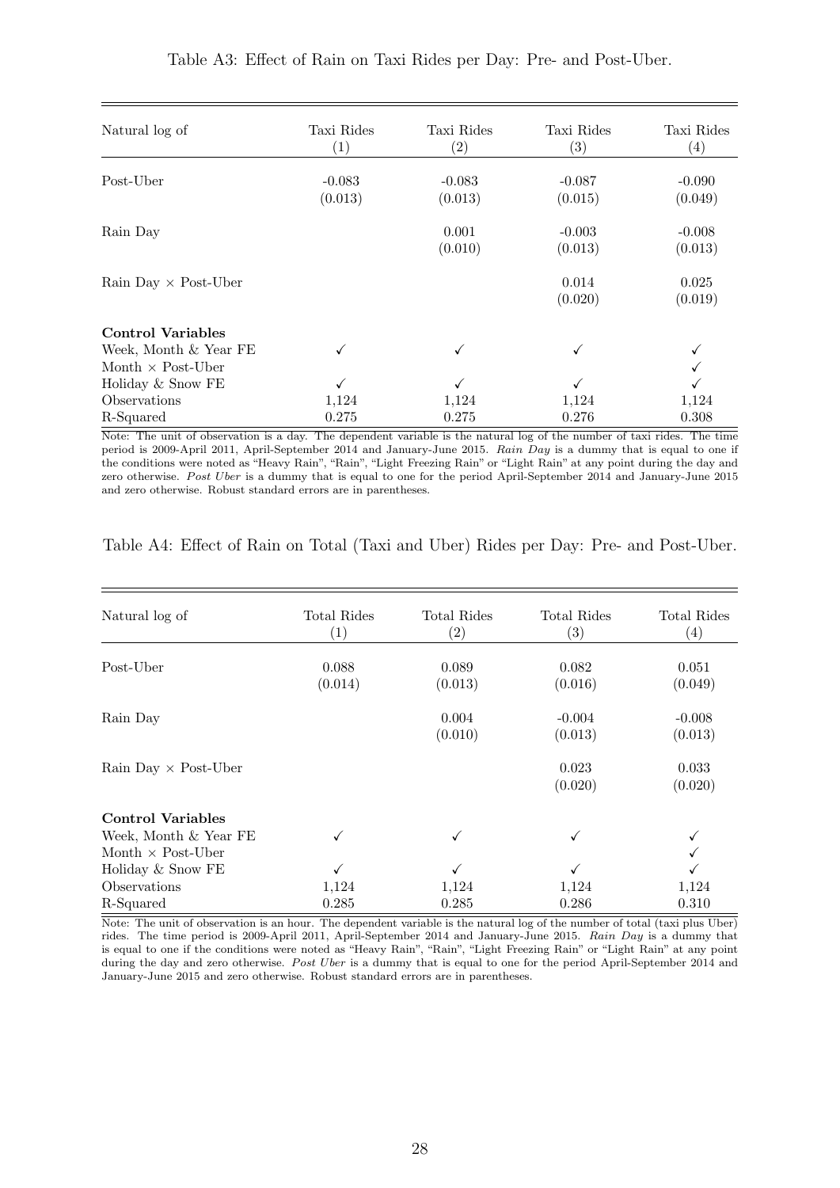Table A3: Effect of Rain on Taxi Rides per Day: Pre- and Post-Uber.

| Natural log of | Taxi Rides (1) | Taxi Rides (2) | Taxi Rides (3) | Taxi Rides (4) |
|---|---|---|---|---|
| Post-Uber | -0.083 | -0.083 | -0.087 | -0.090 |
| | (0.013) | (0.013) | (0.015) | (0.049) |
| Rain Day | | 0.001 | -0.003 | -0.008 |
| | | (0.010) | (0.013) | (0.013) |
| Rain Day × Post-Uber | | | 0.014 | 0.025 |
| | | | (0.020) | (0.019) |
| **Control Variables** | | | | |
| Week, Month & Year FE | ✓ | ✓ | ✓ | ✓ |
| Month × Post-Uber | | | | ✓ |
| Holiday & Snow FE | ✓ | ✓ | ✓ | ✓ |
| Observations | 1,124 | 1,124 | 1,124 | 1,124 |
| R-Squared | 0.275 | 0.275 | 0.276 | 0.308 |

Note: The unit of observation is a day. The dependent variable is the natural log of the number of taxi rides. The time period is 2009-April 2011, April-September 2014 and January-June 2015. *Rain Day* is a dummy that is equal to one if the conditions were noted as "Heavy Rain", "Rain", "Light Freezing Rain" or "Light Rain" at any point during the day and zero otherwise. *Post Uber* is a dummy that is equal to one for the period April-September 2014 and January-June 2015 and zero otherwise. Robust standard errors are in parentheses.

Table A4: Effect of Rain on Total (Taxi and Uber) Rides per Day: Pre- and Post-Uber.

| Natural log of | Total Rides (1) | Total Rides (2) | Total Rides (3) | Total Rides (4) |
|---|---|---|---|---|
| Post-Uber | 0.088 | 0.089 | 0.082 | 0.051 |
| | (0.014) | (0.013) | (0.016) | (0.049) |
| Rain Day | | 0.004 | -0.004 | -0.008 |
| | | (0.010) | (0.013) | (0.013) |
| Rain Day × Post-Uber | | | 0.023 | 0.033 |
| | | | (0.020) | (0.020) |
| **Control Variables** | | | | |
| Week, Month & Year FE | ✓ | ✓ | ✓ | ✓ |
| Month × Post-Uber | | | | ✓ |
| Holiday & Snow FE | ✓ | ✓ | ✓ | ✓ |
| Observations | 1,124 | 1,124 | 1,124 | 1,124 |
| R-Squared | 0.285 | 0.285 | 0.286 | 0.310 |

Note: The unit of observation is an hour. The dependent variable is the natural log of the number of total (taxi plus Uber) rides. The time period is 2009-April 2011, April-September 2014 and January-June 2015. *Rain Day* is a dummy that is equal to one if the conditions were noted as "Heavy Rain", "Rain", "Light Freezing Rain" or "Light Rain" at any point during the day and zero otherwise. *Post Uber* is a dummy that is equal to one for the period April-September 2014 and January-June 2015 and zero otherwise. Robust standard errors are in parentheses.